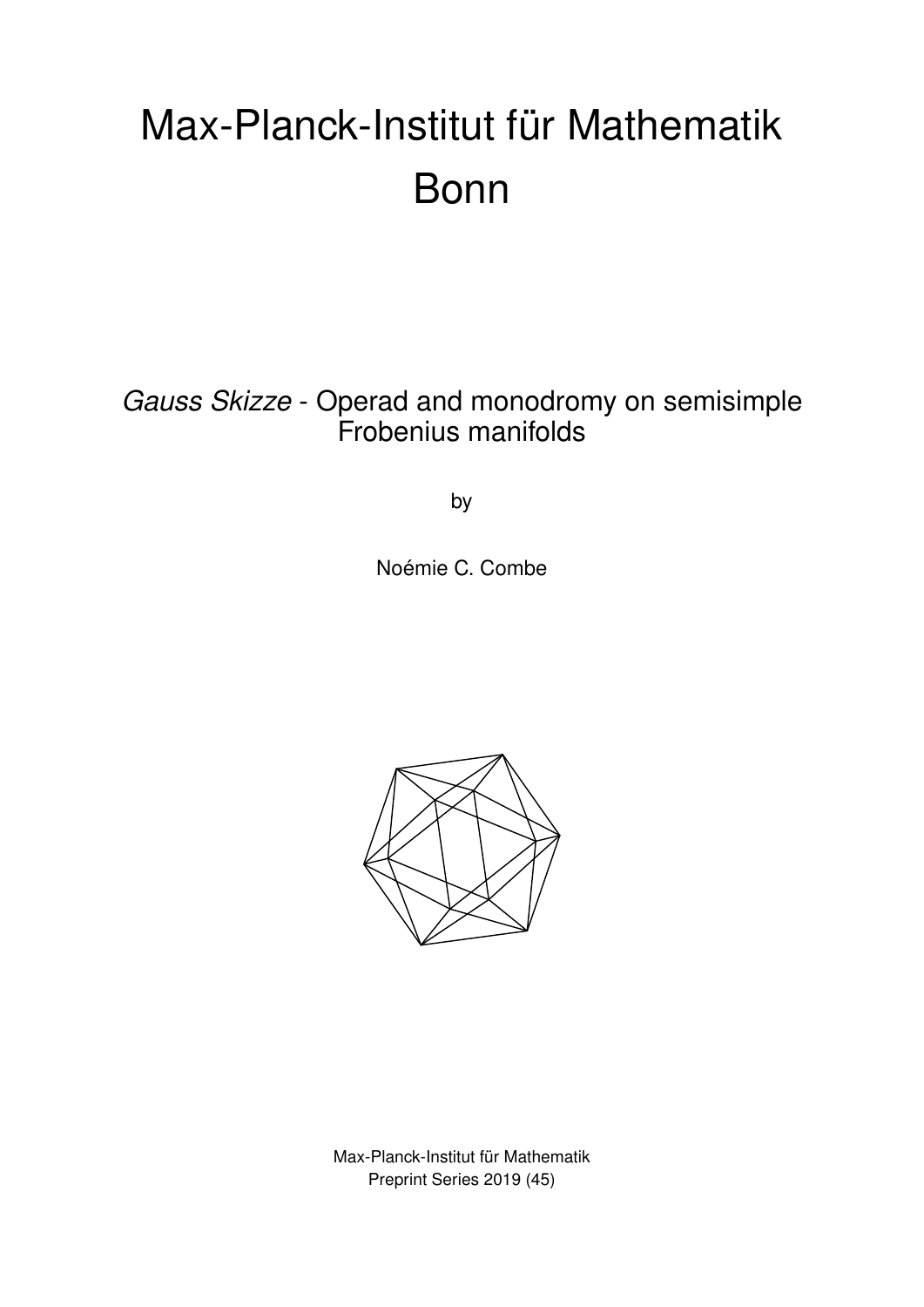# Max-Planck-Institut für Mathematik Bonn

*Gauss Skizze* - Operad and monodromy on semisimple Frobenius manifolds

by

Noémie C. Combe

Max-Planck-Institut für Mathematik
Preprint Series 2019 (45)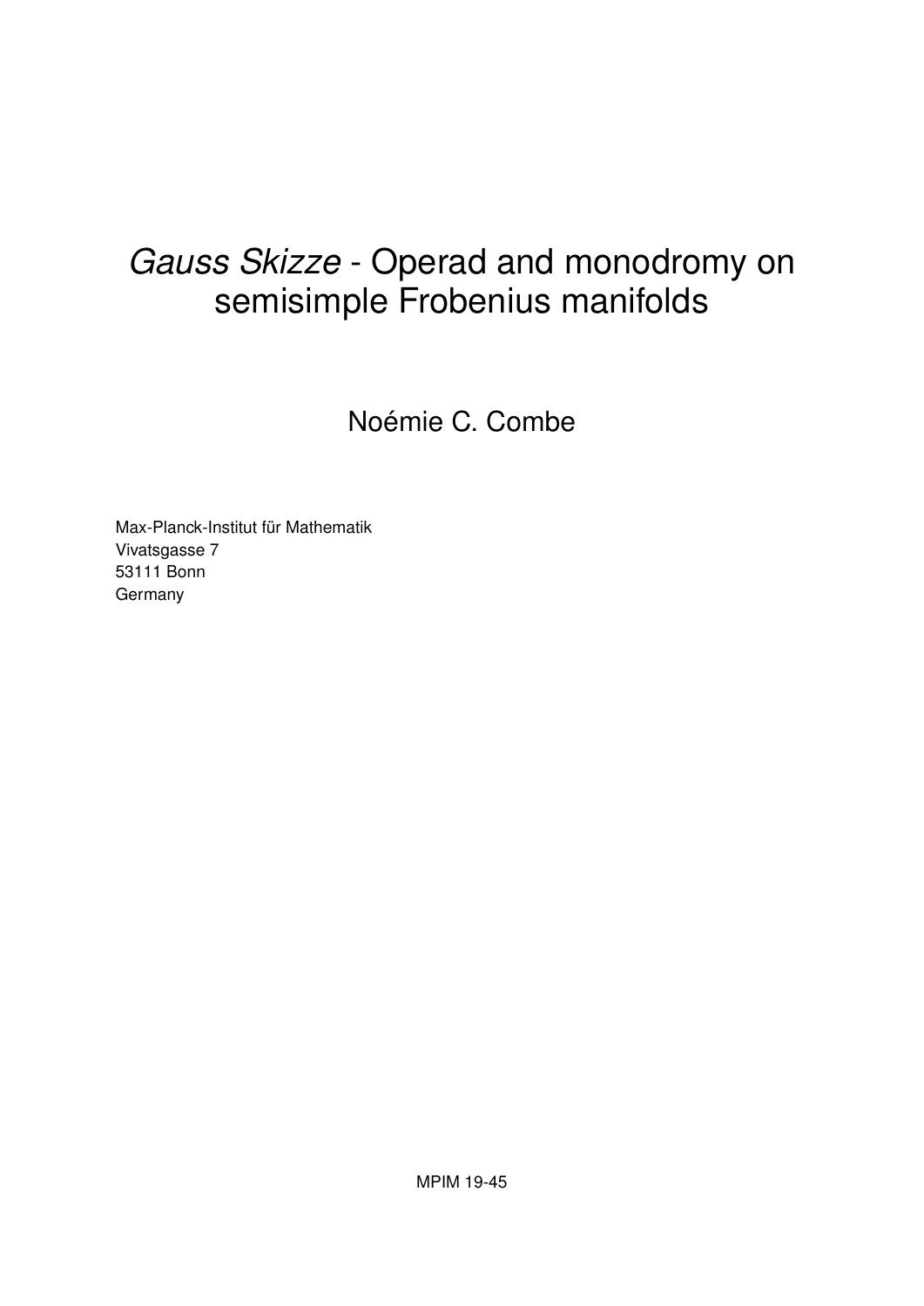# *Gauss Skizze* - Operad and monodromy on semisimple Frobenius manifolds

Noémie C. Combe

Max-Planck-Institut für Mathematik
Vivatsgasse 7
53111 Bonn
Germany

MPIM 19-45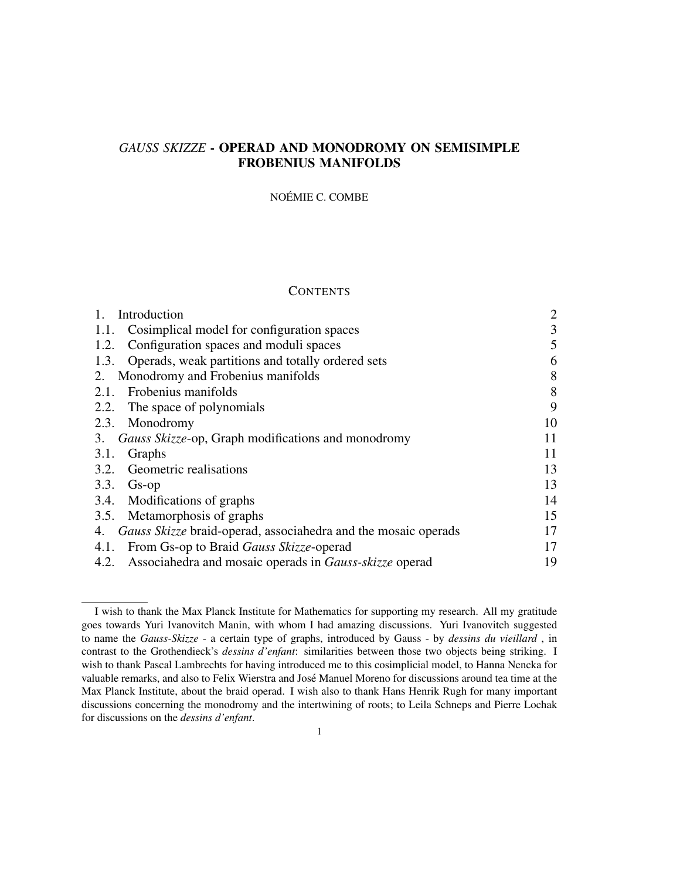# *GAUSS SKIZZE* - OPERAD AND MONODROMY ON SEMISIMPLE FROBENIUS MANIFOLDS

NOÉMIE C. COMBE

## CONTENTS

| | |
|---|---|
| 1. Introduction | 2 |
| 1.1. Cosimplical model for configuration spaces | 3 |
| 1.2. Configuration spaces and moduli spaces | 5 |
| 1.3. Operads, weak partitions and totally ordered sets | 6 |
| 2. Monodromy and Frobenius manifolds | 8 |
| 2.1. Frobenius manifolds | 8 |
| 2.2. The space of polynomials | 9 |
| 2.3. Monodromy | 10 |
| 3. *Gauss Skizze*-op, Graph modifications and monodromy | 11 |
| 3.1. Graphs | 11 |
| 3.2. Geometric realisations | 13 |
| 3.3. Gs-op | 13 |
| 3.4. Modifications of graphs | 14 |
| 3.5. Metamorphosis of graphs | 15 |
| 4. *Gauss Skizze* braid-operad, associahedra and the mosaic operads | 17 |
| 4.1. From Gs-op to Braid *Gauss Skizze*-operad | 17 |
| 4.2. Associahedra and mosaic operads in *Gauss-skizze* operad | 19 |

I wish to thank the Max Planck Institute for Mathematics for supporting my research. All my gratitude goes towards Yuri Ivanovitch Manin, with whom I had amazing discussions. Yuri Ivanovitch suggested to name the *Gauss-Skizze* - a certain type of graphs, introduced by Gauss - by *dessins du vieillard* , in contrast to the Grothendieck's *dessins d'enfant*: similarities between those two objects being striking. I wish to thank Pascal Lambrechts for having introduced me to this cosimplicial model, to Hanna Nencka for valuable remarks, and also to Felix Wierstra and José Manuel Moreno for discussions around tea time at the Max Planck Institute, about the braid operad. I wish also to thank Hans Henrik Rugh for many important discussions concerning the monodromy and the intertwining of roots; to Leila Schneps and Pierre Lochak for discussions on the *dessins d'enfant*.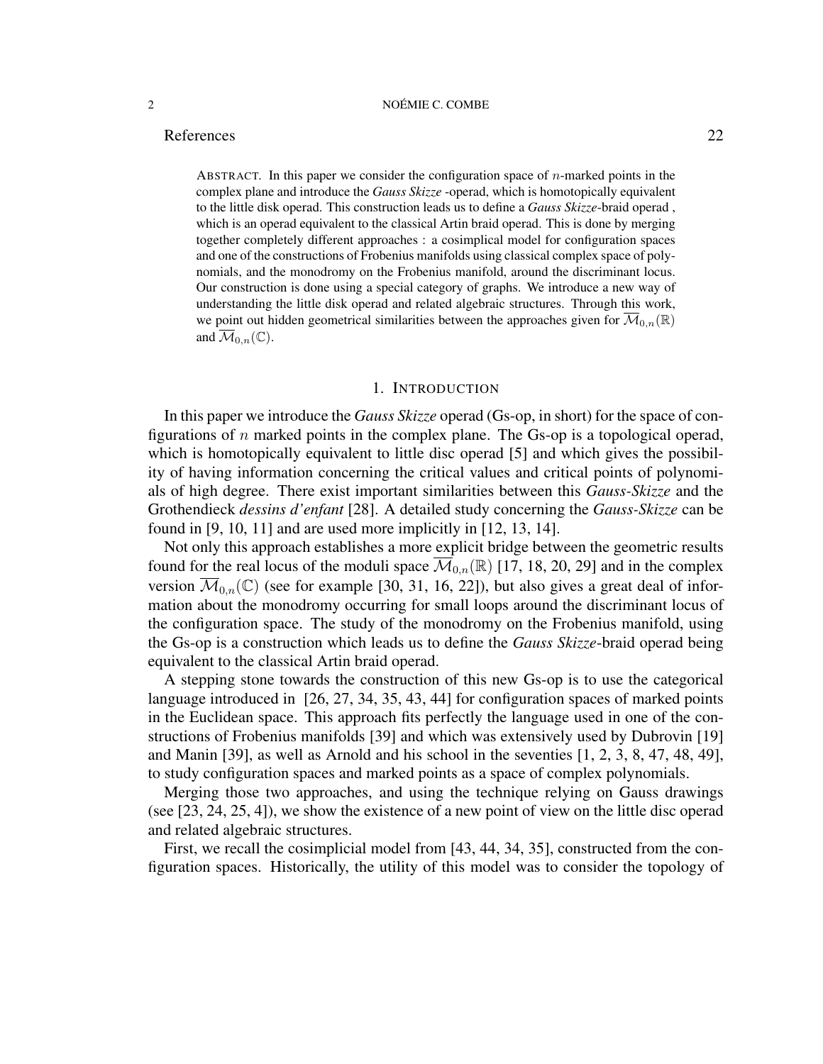References 22

ABSTRACT. In this paper we consider the configuration space of $n$-marked points in the complex plane and introduce the *Gauss Skizze* -operad, which is homotopically equivalent to the little disk operad. This construction leads us to define a *Gauss Skizze*-braid operad , which is an operad equivalent to the classical Artin braid operad. This is done by merging together completely different approaches : a cosimplical model for configuration spaces and one of the constructions of Frobenius manifolds using classical complex space of polynomials, and the monodromy on the Frobenius manifold, around the discriminant locus. Our construction is done using a special category of graphs. We introduce a new way of understanding the little disk operad and related algebraic structures. Through this work, we point out hidden geometrical similarities between the approaches given for $\overline{\mathcal{M}}_{0,n}(\mathbb{R})$ and $\overline{\mathcal{M}}_{0,n}(\mathbb{C})$.

## 1. INTRODUCTION

In this paper we introduce the *Gauss Skizze* operad (Gs-op, in short) for the space of configurations of $n$ marked points in the complex plane. The Gs-op is a topological operad, which is homotopically equivalent to little disc operad [5] and which gives the possibility of having information concerning the critical values and critical points of polynomials of high degree. There exist important similarities between this *Gauss-Skizze* and the Grothendieck *dessins d'enfant* [28]. A detailed study concerning the *Gauss-Skizze* can be found in [9, 10, 11] and are used more implicitly in [12, 13, 14].

Not only this approach establishes a more explicit bridge between the geometric results found for the real locus of the moduli space $\overline{\mathcal{M}}_{0,n}(\mathbb{R})$ [17, 18, 20, 29] and in the complex version $\overline{\mathcal{M}}_{0,n}(\mathbb{C})$ (see for example [30, 31, 16, 22]), but also gives a great deal of information about the monodromy occurring for small loops around the discriminant locus of the configuration space. The study of the monodromy on the Frobenius manifold, using the Gs-op is a construction which leads us to define the *Gauss Skizze*-braid operad being equivalent to the classical Artin braid operad.

A stepping stone towards the construction of this new Gs-op is to use the categorical language introduced in [26, 27, 34, 35, 43, 44] for configuration spaces of marked points in the Euclidean space. This approach fits perfectly the language used in one of the constructions of Frobenius manifolds [39] and which was extensively used by Dubrovin [19] and Manin [39], as well as Arnold and his school in the seventies [1, 2, 3, 8, 47, 48, 49], to study configuration spaces and marked points as a space of complex polynomials.

Merging those two approaches, and using the technique relying on Gauss drawings (see [23, 24, 25, 4]), we show the existence of a new point of view on the little disc operad and related algebraic structures.

First, we recall the cosimplicial model from [43, 44, 34, 35], constructed from the configuration spaces. Historically, the utility of this model was to consider the topology of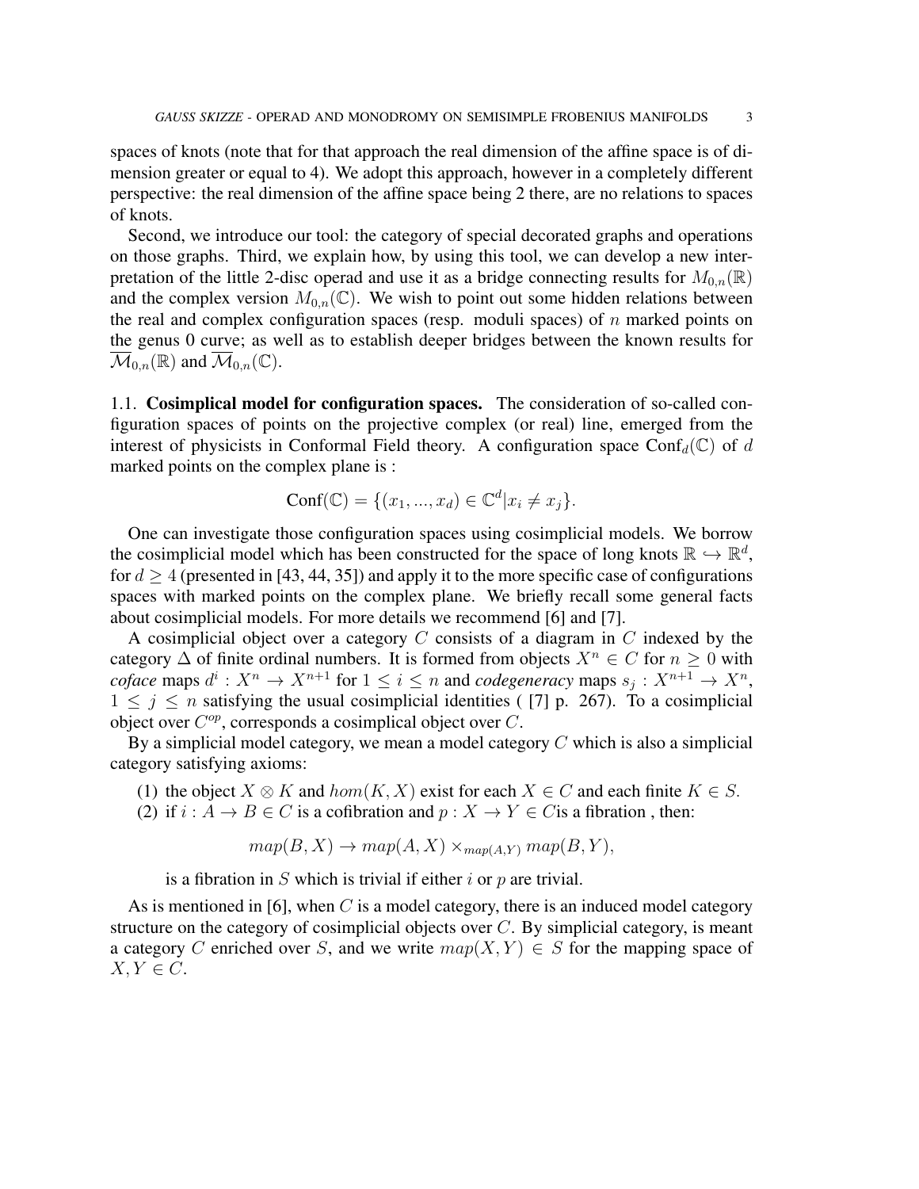spaces of knots (note that for that approach the real dimension of the affine space is of dimension greater or equal to 4). We adopt this approach, however in a completely different perspective: the real dimension of the affine space being 2 there, are no relations to spaces of knots.

Second, we introduce our tool: the category of special decorated graphs and operations on those graphs. Third, we explain how, by using this tool, we can develop a new interpretation of the little 2-disc operad and use it as a bridge connecting results for $M_{0,n}(\mathbb{R})$ and the complex version $M_{0,n}(\mathbb{C})$. We wish to point out some hidden relations between the real and complex configuration spaces (resp. moduli spaces) of $n$ marked points on the genus 0 curve; as well as to establish deeper bridges between the known results for $\overline{\mathcal{M}}_{0,n}(\mathbb{R})$ and $\overline{\mathcal{M}}_{0,n}(\mathbb{C})$.

### 1.1. Cosimplical model for configuration spaces.

The consideration of so-called configuration spaces of points on the projective complex (or real) line, emerged from the interest of physicists in Conformal Field theory. A configuration space $\mathrm{Conf}_d(\mathbb{C})$ of $d$ marked points on the complex plane is :

$$\mathrm{Conf}(\mathbb{C}) = \{(x_1, ..., x_d) \in \mathbb{C}^d | x_i \neq x_j\}.$$

One can investigate those configuration spaces using cosimplicial models. We borrow the cosimplicial model which has been constructed for the space of long knots $\mathbb{R} \hookrightarrow \mathbb{R}^d$, for $d \geq 4$ (presented in [43, 44, 35]) and apply it to the more specific case of configurations spaces with marked points on the complex plane. We briefly recall some general facts about cosimplicial models. For more details we recommend [6] and [7].

A cosimplicial object over a category $C$ consists of a diagram in $C$ indexed by the category $\Delta$ of finite ordinal numbers. It is formed from objects $X^n \in C$ for $n \geq 0$ with *coface* maps $d^i : X^n \to X^{n+1}$ for $1 \leq i \leq n$ and *codegeneracy* maps $s_j : X^{n+1} \to X^n$, $1 \leq j \leq n$ satisfying the usual cosimplicial identities ( [7] p. 267). To a cosimplicial object over $C^{op}$, corresponds a cosimplical object over $C$.

By a simplicial model category, we mean a model category $C$ which is also a simplicial category satisfying axioms:

(1) the object $X \otimes K$ and $hom(K, X)$ exist for each $X \in C$ and each finite $K \in S$.
(2) if $i : A \to B \in C$ is a cofibration and $p : X \to Y \in C$is a fibration , then:

$$map(B, X) \to map(A, X) \times_{map(A,Y)} map(B, Y),$$

is a fibration in $S$ which is trivial if either $i$ or $p$ are trivial.

As is mentioned in [6], when $C$ is a model category, there is an induced model category structure on the category of cosimplicial objects over $C$. By simplicial category, is meant a category $C$ enriched over $S$, and we write $map(X, Y) \in S$ for the mapping space of $X, Y \in C$.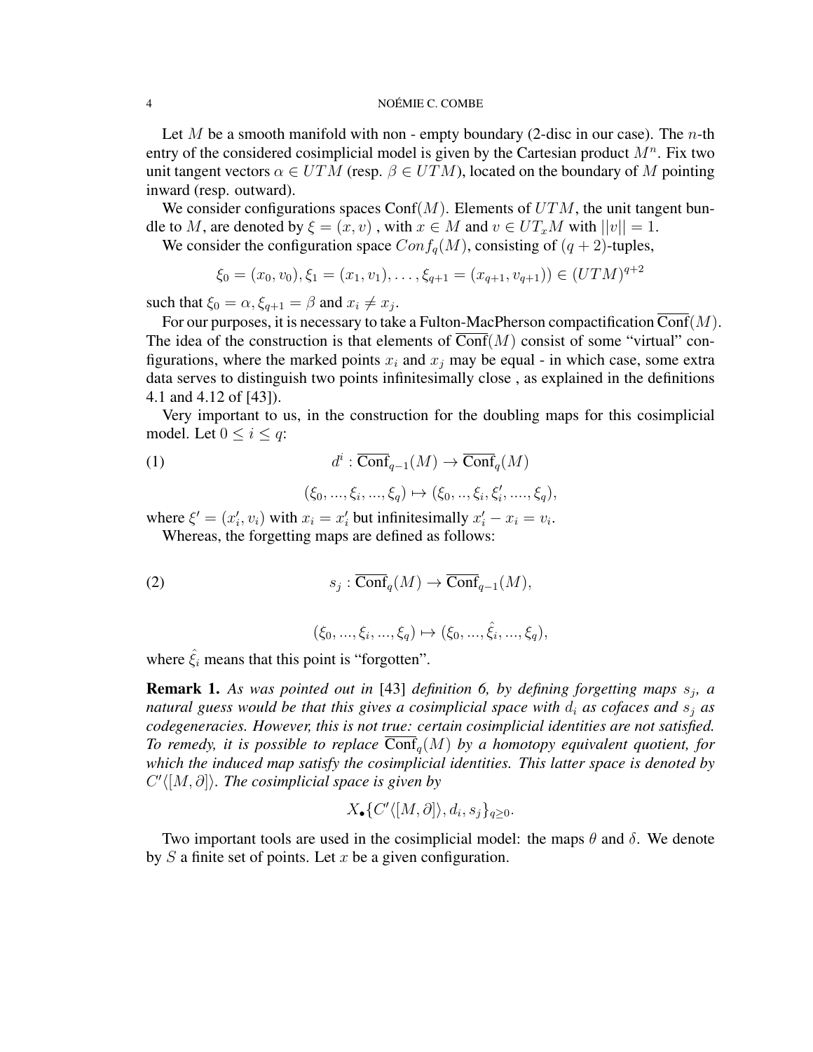Let $M$ be a smooth manifold with non - empty boundary (2-disc in our case). The $n$-th entry of the considered cosimplicial model is given by the Cartesian product $M^n$. Fix two unit tangent vectors $\alpha \in UTM$ (resp. $\beta \in UTM$), located on the boundary of $M$ pointing inward (resp. outward).

We consider configurations spaces $\mathrm{Conf}(M)$. Elements of $UTM$, the unit tangent bundle to $M$, are denoted by $\xi = (x, v)$ , with $x \in M$ and $v \in UT_xM$ with $||v|| = 1$.

We consider the configuration space $Conf_q(M)$, consisting of $(q+2)$-tuples,

$$\xi_0 = (x_0, v_0), \xi_1 = (x_1, v_1), \ldots, \xi_{q+1} = (x_{q+1}, v_{q+1})) \in (UTM)^{q+2}$$

such that $\xi_0 = \alpha, \xi_{q+1} = \beta$ and $x_i \neq x_j$.

For our purposes, it is necessary to take a Fulton-MacPherson compactification $\overline{\mathrm{Conf}}(M)$. The idea of the construction is that elements of $\overline{\mathrm{Conf}}(M)$ consist of some "virtual" configurations, where the marked points $x_i$ and $x_j$ may be equal - in which case, some extra data serves to distinguish two points infinitesimally close , as explained in the definitions 4.1 and 4.12 of [43]).

Very important to us, in the construction for the doubling maps for this cosimplicial model. Let $0 \leq i \leq q$:

$$d^i : \overline{\mathrm{Conf}}_{q-1}(M) \to \overline{\mathrm{Conf}}_q(M) \tag{1}$$

$$(\xi_0, ..., \xi_i, ..., \xi_q) \mapsto (\xi_0, .., \xi_i, \xi_i', ...., \xi_q),$$

where $\xi' = (x_i', v_i)$ with $x_i = x_i'$ but infinitesimally $x_i' - x_i = v_i$.

Whereas, the forgetting maps are defined as follows:

$$s_j : \overline{\mathrm{Conf}}_q(M) \to \overline{\mathrm{Conf}}_{q-1}(M), \tag{2}$$

$$(\xi_0, ..., \xi_i, ..., \xi_q) \mapsto (\xi_0, ..., \hat{\xi}_i, ..., \xi_q),$$

where $\hat{\xi}_i$ means that this point is "forgotten".

**Remark 1.** *As was pointed out in* [43] *definition 6, by defining forgetting maps $s_j$, a natural guess would be that this gives a cosimplicial space with $d_i$ as cofaces and $s_j$ as codegeneracies. However, this is not true: certain cosimplicial identities are not satisfied. To remedy, it is possible to replace $\overline{\mathrm{Conf}}_q(M)$ by a homotopy equivalent quotient, for which the induced map satisfy the cosimplicial identities. This latter space is denoted by $C'\langle[M, \partial]\rangle$. The cosimplicial space is given by*

$$X_\bullet\{C'\langle[M, \partial]\rangle, d_i, s_j\}_{q \geq 0}.$$

Two important tools are used in the cosimplicial model: the maps $\theta$ and $\delta$. We denote by $S$ a finite set of points. Let $x$ be a given configuration.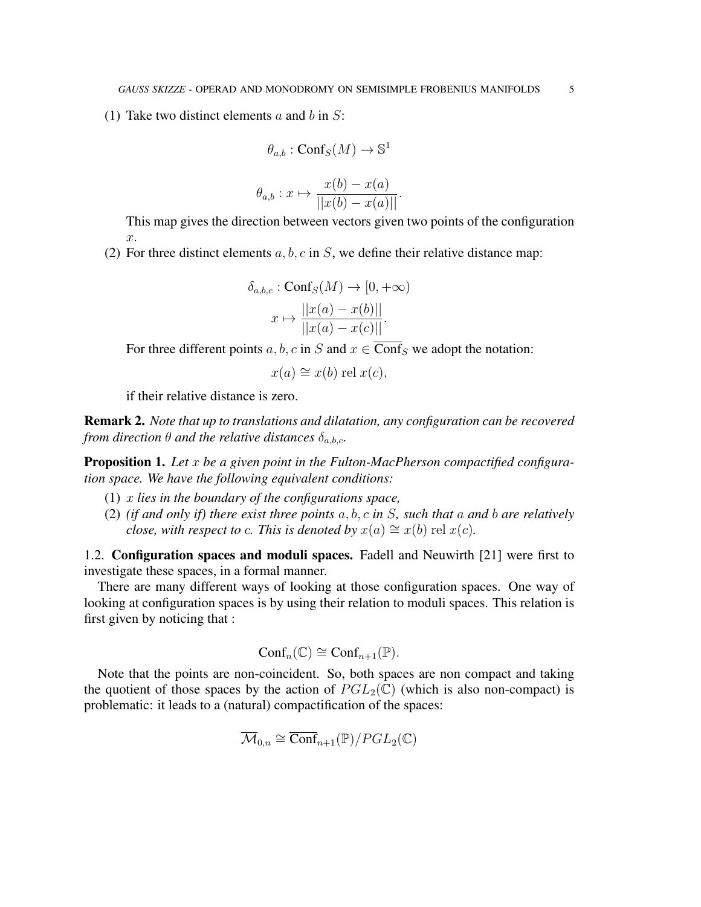(1) Take two distinct elements $a$ and $b$ in $S$:

$$\theta_{a,b} : \mathrm{Conf}_S(M) \to \mathbb{S}^1$$

$$\theta_{a,b} : x \mapsto \frac{x(b) - x(a)}{||x(b) - x(a)||}.$$

This map gives the direction between vectors given two points of the configuration $x$.

(2) For three distinct elements $a, b, c$ in $S$, we define their relative distance map:

$$\delta_{a,b,c} : \mathrm{Conf}_S(M) \to [0, +\infty)$$
$$x \mapsto \frac{||x(a) - x(b)||}{||x(a) - x(c)||}.$$

For three different points $a, b, c$ in $S$ and $x \in \overline{\mathrm{Conf}}_S$ we adopt the notation:

$$x(a) \cong x(b) \;\mathrm{rel}\; x(c),$$

if their relative distance is zero.

**Remark 2.** *Note that up to translations and dilatation, any configuration can be recovered from direction $\theta$ and the relative distances $\delta_{a,b,c}$.*

**Proposition 1.** *Let $x$ be a given point in the Fulton-MacPherson compactified configuration space. We have the following equivalent conditions:*

(1) *$x$ lies in the boundary of the configurations space,*

(2) *(if and only if) there exist three points $a, b, c$ in $S$, such that $a$ and $b$ are relatively close, with respect to $c$. This is denoted by $x(a) \cong x(b) \;\mathrm{rel}\; x(c)$.*

1.2. **Configuration spaces and moduli spaces.** Fadell and Neuwirth [21] were first to investigate these spaces, in a formal manner.

There are many different ways of looking at those configuration spaces. One way of looking at configuration spaces is by using their relation to moduli spaces. This relation is first given by noticing that :

$$\mathrm{Conf}_n(\mathbb{C}) \cong \mathrm{Conf}_{n+1}(\mathbb{P}).$$

Note that the points are non-coincident. So, both spaces are non compact and taking the quotient of those spaces by the action of $PGL_2(\mathbb{C})$ (which is also non-compact) is problematic: it leads to a (natural) compactification of the spaces:

$$\overline{\mathcal{M}}_{0,n} \cong \overline{\mathrm{Conf}}_{n+1}(\mathbb{P})/PGL_2(\mathbb{C})$$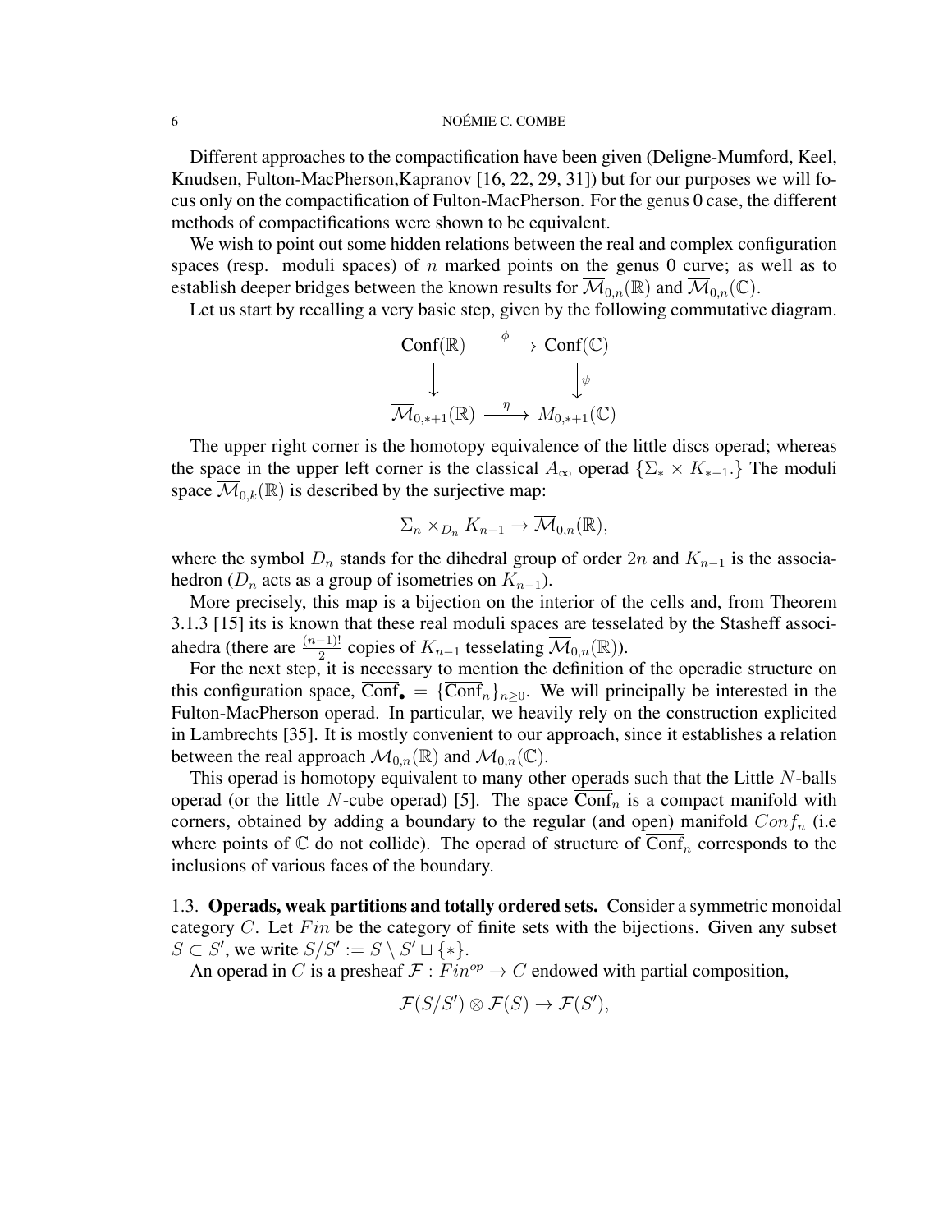Different approaches to the compactification have been given (Deligne-Mumford, Keel, Knudsen, Fulton-MacPherson,Kapranov [16, 22, 29, 31]) but for our purposes we will focus only on the compactification of Fulton-MacPherson. For the genus 0 case, the different methods of compactifications were shown to be equivalent.

We wish to point out some hidden relations between the real and complex configuration spaces (resp. moduli spaces) of $n$ marked points on the genus 0 curve; as well as to establish deeper bridges between the known results for $\overline{\mathcal{M}}_{0,n}(\mathbb{R})$ and $\overline{\mathcal{M}}_{0,n}(\mathbb{C})$.

Let us start by recalling a very basic step, given by the following commutative diagram.

$$\begin{array}{ccc} \mathrm{Conf}(\mathbb{R}) & \xrightarrow{\phi} & \mathrm{Conf}(\mathbb{C}) \\ \big\downarrow & & \big\downarrow \psi \\ \overline{\mathcal{M}}_{0,*+1}(\mathbb{R}) & \xrightarrow{\eta} & M_{0,*+1}(\mathbb{C}) \end{array}$$

The upper right corner is the homotopy equivalence of the little discs operad; whereas the space in the upper left corner is the classical $A_\infty$ operad $\{\Sigma_* \times K_{*-1}.\}$ The moduli space $\overline{\mathcal{M}}_{0,k}(\mathbb{R})$ is described by the surjective map:

$$\Sigma_n \times_{D_n} K_{n-1} \to \overline{\mathcal{M}}_{0,n}(\mathbb{R}),$$

where the symbol $D_n$ stands for the dihedral group of order $2n$ and $K_{n-1}$ is the associahedron ($D_n$ acts as a group of isometries on $K_{n-1}$).

More precisely, this map is a bijection on the interior of the cells and, from Theorem 3.1.3 [15] its is known that these real moduli spaces are tesselated by the Stasheff associahedra (there are $\frac{(n-1)!}{2}$ copies of $K_{n-1}$ tesselating $\overline{\mathcal{M}}_{0,n}(\mathbb{R})$).

For the next step, it is necessary to mention the definition of the operadic structure on this configuration space, $\overline{\mathrm{Conf}}_\bullet = \{\overline{\mathrm{Conf}}_n\}_{n\geq 0}$. We will principally be interested in the Fulton-MacPherson operad. In particular, we heavily rely on the construction explicited in Lambrechts [35]. It is mostly convenient to our approach, since it establishes a relation between the real approach $\overline{\mathcal{M}}_{0,n}(\mathbb{R})$ and $\overline{\mathcal{M}}_{0,n}(\mathbb{C})$.

This operad is homotopy equivalent to many other operads such that the Little $N$-balls operad (or the little $N$-cube operad) [5]. The space $\overline{\mathrm{Conf}}_n$ is a compact manifold with corners, obtained by adding a boundary to the regular (and open) manifold $Conf_n$ (i.e where points of $\mathbb{C}$ do not collide). The operad of structure of $\overline{\mathrm{Conf}}_n$ corresponds to the inclusions of various faces of the boundary.

### 1.3. Operads, weak partitions and totally ordered sets.

Consider a symmetric monoidal category $C$. Let $Fin$ be the category of finite sets with the bijections. Given any subset $S \subset S'$, we write $S/S' := S \setminus S' \sqcup \{*\}$.

An operad in $C$ is a presheaf $\mathcal{F} : Fin^{op} \to C$ endowed with partial composition,

$$\mathcal{F}(S/S') \otimes \mathcal{F}(S) \to \mathcal{F}(S'),$$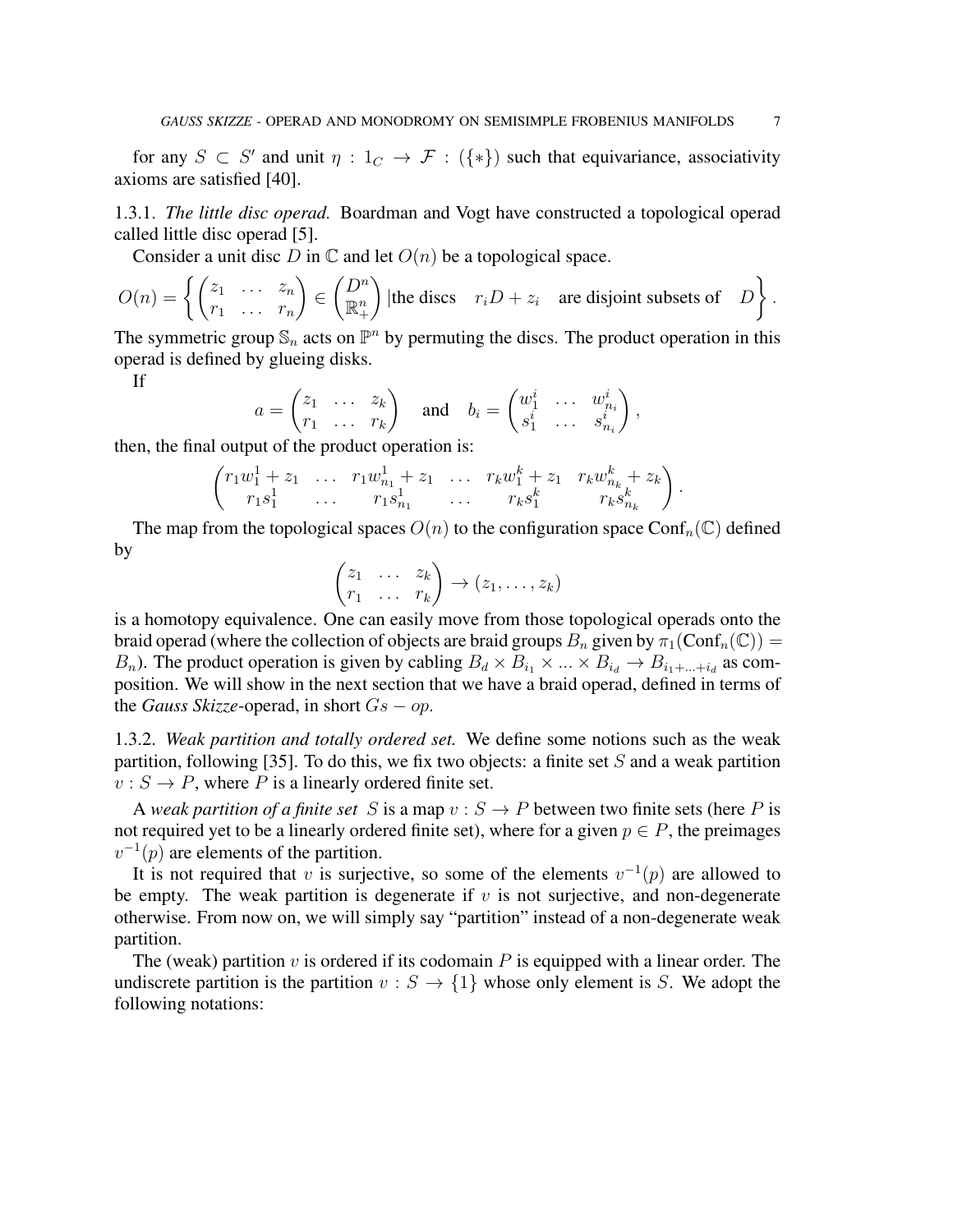for any $S \subset S'$ and unit $\eta : 1_C \to \mathcal{F} : (\{*\})$ such that equivariance, associativity axioms are satisfied [40].

1.3.1. *The little disc operad.* Boardman and Vogt have constructed a topological operad called little disc operad [5].

Consider a unit disc $D$ in $\mathbb{C}$ and let $O(n)$ be a topological space.

$$O(n) = \left\{ \begin{pmatrix} z_1 & \dots & z_n \\ r_1 & \dots & r_n \end{pmatrix} \in \begin{pmatrix} D^n \\ \mathbb{R}_+^n \end{pmatrix} | \text{the discs} \quad r_i D + z_i \quad \text{are disjoint subsets of} \quad D \right\}.$$

The symmetric group $\mathbb{S}_n$ acts on $\mathbb{P}^n$ by permuting the discs. The product operation in this operad is defined by glueing disks.

If

$$a = \begin{pmatrix} z_1 & \dots & z_k \\ r_1 & \dots & r_k \end{pmatrix} \quad \text{and} \quad b_i = \begin{pmatrix} w_1^i & \dots & w_{n_i}^i \\ s_1^i & \dots & s_{n_i}^i \end{pmatrix},$$

then, the final output of the product operation is:

$$\begin{pmatrix} r_1 w_1^1 + z_1 & \dots & r_1 w_{n_1}^1 + z_1 & \dots & r_k w_1^k + z_1 & r_k w_{n_k}^k + z_k \\ r_1 s_1^1 & \dots & r_1 s_{n_1}^1 & \dots & r_k s_1^k & r_k s_{n_k}^k \end{pmatrix}.$$

The map from the topological spaces $O(n)$ to the configuration space $\mathrm{Conf}_n(\mathbb{C})$ defined by

$$\begin{pmatrix} z_1 & \dots & z_k \\ r_1 & \dots & r_k \end{pmatrix} \to (z_1, \dots, z_k)$$

is a homotopy equivalence. One can easily move from those topological operads onto the braid operad (where the collection of objects are braid groups $B_n$ given by $\pi_1(\mathrm{Conf}_n(\mathbb{C})) = B_n$). The product operation is given by cabling $B_d \times B_{i_1} \times ... \times B_{i_d} \to B_{i_1 + ... + i_d}$ as composition. We will show in the next section that we have a braid operad, defined in terms of the *Gauss Skizze*-operad, in short $Gs - op$.

1.3.2. *Weak partition and totally ordered set.* We define some notions such as the weak partition, following [35]. To do this, we fix two objects: a finite set $S$ and a weak partition $v : S \to P$, where $P$ is a linearly ordered finite set.

A *weak partition of a finite set* $S$ is a map $v : S \to P$ between two finite sets (here $P$ is not required yet to be a linearly ordered finite set), where for a given $p \in P$, the preimages $v^{-1}(p)$ are elements of the partition.

It is not required that $v$ is surjective, so some of the elements $v^{-1}(p)$ are allowed to be empty. The weak partition is degenerate if $v$ is not surjective, and non-degenerate otherwise. From now on, we will simply say "partition" instead of a non-degenerate weak partition.

The (weak) partition $v$ is ordered if its codomain $P$ is equipped with a linear order. The undiscrete partition is the partition $v : S \to \{1\}$ whose only element is $S$. We adopt the following notations: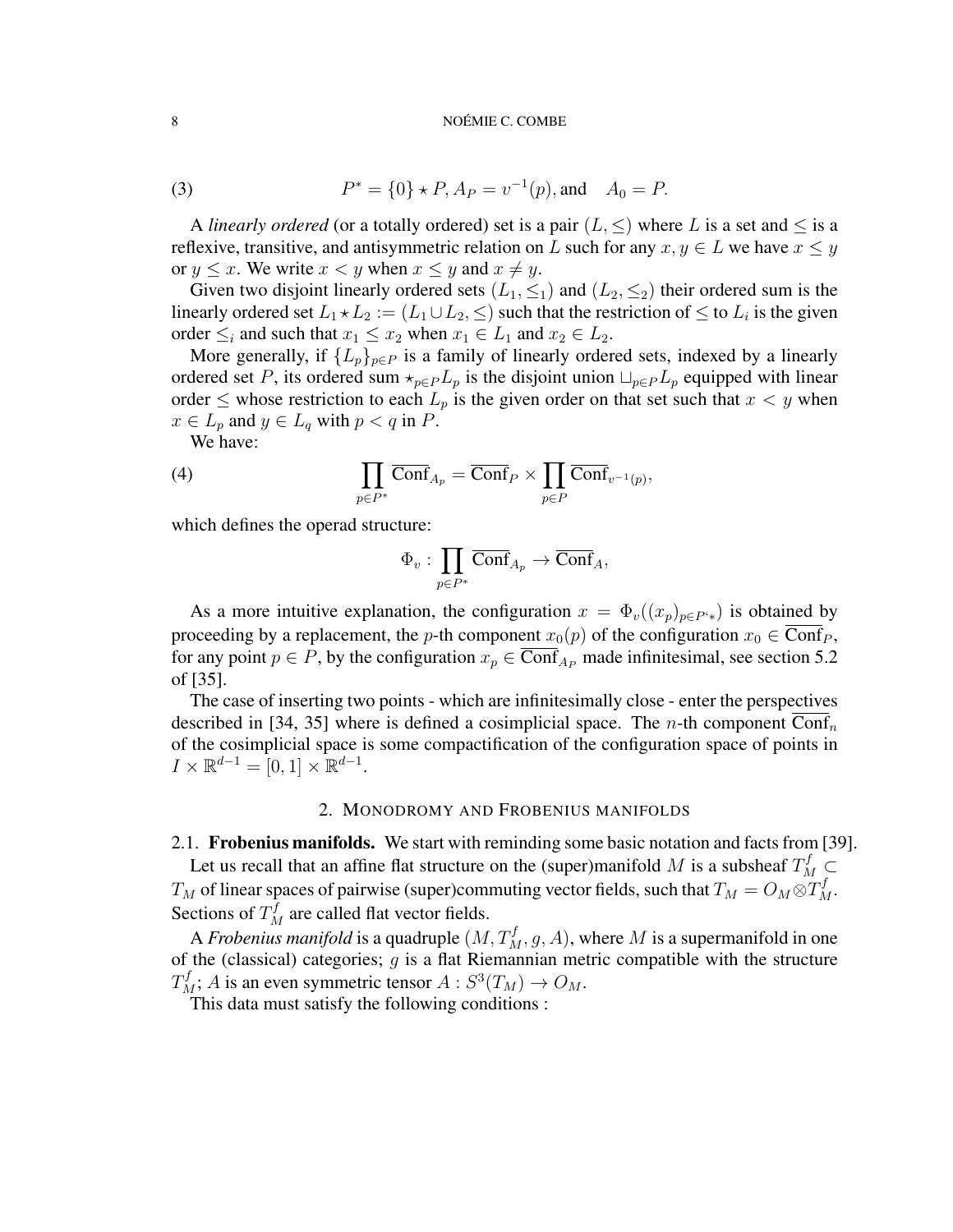$$P^* = \{0\} \star P, A_P = v^{-1}(p), \text{and} \quad A_0 = P. \tag{3}$$

A *linearly ordered* (or a totally ordered) set is a pair $(L, \leq)$ where $L$ is a set and $\leq$ is a reflexive, transitive, and antisymmetric relation on $L$ such for any $x, y \in L$ we have $x \leq y$ or $y \leq x$. We write $x < y$ when $x \leq y$ and $x \neq y$.

Given two disjoint linearly ordered sets $(L_1, \leq_1)$ and $(L_2, \leq_2)$ their ordered sum is the linearly ordered set $L_1 \star L_2 := (L_1 \cup L_2, \leq)$ such that the restriction of $\leq$ to $L_i$ is the given order $\leq_i$ and such that $x_1 \leq x_2$ when $x_1 \in L_1$ and $x_2 \in L_2$.

More generally, if $\{L_p\}_{p \in P}$ is a family of linearly ordered sets, indexed by a linearly ordered set $P$, its ordered sum $\star_{p \in P} L_p$ is the disjoint union $\sqcup_{p \in P} L_p$ equipped with linear order $\leq$ whose restriction to each $L_p$ is the given order on that set such that $x < y$ when $x \in L_p$ and $y \in L_q$ with $p < q$ in $P$.

We have:

$$\prod_{p \in P^*} \overline{\mathrm{Conf}}_{A_p} = \overline{\mathrm{Conf}}_P \times \prod_{p \in P} \overline{\mathrm{Conf}}_{v^{-1}(p)}, \tag{4}$$

which defines the operad structure:

$$\Phi_v : \prod_{p \in P^*} \overline{\mathrm{Conf}}_{A_p} \to \overline{\mathrm{Conf}}_A,$$

As a more intuitive explanation, the configuration $x = \Phi_v((x_p)_{p \in P^*})$ is obtained by proceeding by a replacement, the $p$-th component $x_0(p)$ of the configuration $x_0 \in \overline{\mathrm{Conf}}_P$, for any point $p \in P$, by the configuration $x_p \in \overline{\mathrm{Conf}}_{A_P}$ made infinitesimal, see section 5.2 of [35].

The case of inserting two points - which are infinitesimally close - enter the perspectives described in [34, 35] where is defined a cosimplicial space. The $n$-th component $\overline{\mathrm{Conf}}_n$ of the cosimplicial space is some compactification of the configuration space of points in $I \times \mathbb{R}^{d-1} = [0, 1] \times \mathbb{R}^{d-1}$.

## 2. Monodromy and Frobenius manifolds

### 2.1. Frobenius manifolds.

We start with reminding some basic notation and facts from [39].

Let us recall that an affine flat structure on the (super)manifold $M$ is a subsheaf $T_M^f \subset T_M$ of linear spaces of pairwise (super)commuting vector fields, such that $T_M = O_M \otimes T_M^f$. Sections of $T_M^f$ are called flat vector fields.

A *Frobenius manifold* is a quadruple $(M, T_M^f, g, A)$, where $M$ is a supermanifold in one of the (classical) categories; $g$ is a flat Riemannian metric compatible with the structure $T_M^f$; $A$ is an even symmetric tensor $A : S^3(T_M) \to O_M$.

This data must satisfy the following conditions :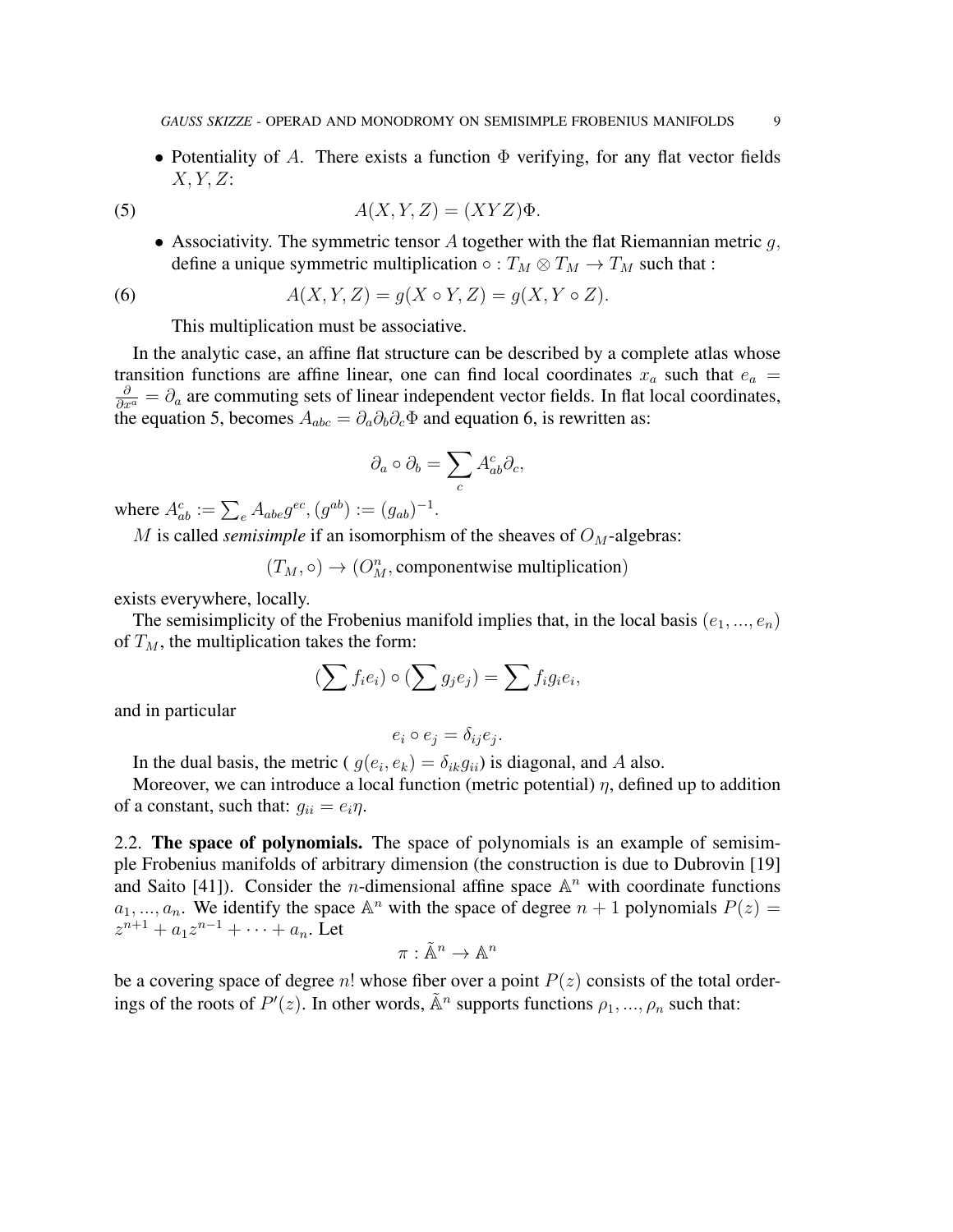- Potentiality of $A$. There exists a function $\Phi$ verifying, for any flat vector fields $X, Y, Z$:

$$A(X, Y, Z) = (XYZ)\Phi. \tag{5}$$

- Associativity. The symmetric tensor $A$ together with the flat Riemannian metric $g$, define a unique symmetric multiplication $\circ : T_M \otimes T_M \to T_M$ such that :

$$A(X, Y, Z) = g(X \circ Y, Z) = g(X, Y \circ Z). \tag{6}$$

  This multiplication must be associative.

In the analytic case, an affine flat structure can be described by a complete atlas whose transition functions are affine linear, one can find local coordinates $x_a$ such that $e_a = \frac{\partial}{\partial x^a} = \partial_a$ are commuting sets of linear independent vector fields. In flat local coordinates, the equation 5, becomes $A_{abc} = \partial_a \partial_b \partial_c \Phi$ and equation 6, is rewritten as:

$$\partial_a \circ \partial_b = \sum_c A_{ab}^c \partial_c,$$

where $A_{ab}^c := \sum_e A_{abe} g^{ec}, (g^{ab}) := (g_{ab})^{-1}$.

$M$ is called *semisimple* if an isomorphism of the sheaves of $O_M$-algebras:

$$(T_M, \circ) \to (O_M^n, \text{componentwise multiplication})$$

exists everywhere, locally.

The semisimplicity of the Frobenius manifold implies that, in the local basis $(e_1, ..., e_n)$ of $T_M$, the multiplication takes the form:

$$(\sum f_i e_i) \circ (\sum g_j e_j) = \sum f_i g_i e_i,$$

and in particular

$$e_i \circ e_j = \delta_{ij} e_j.$$

In the dual basis, the metric ( $g(e_i, e_k) = \delta_{ik} g_{ii}$) is diagonal, and $A$ also.

Moreover, we can introduce a local function (metric potential) $\eta$, defined up to addition of a constant, such that: $g_{ii} = e_i \eta$.

2.2. **The space of polynomials.** The space of polynomials is an example of semisimple Frobenius manifolds of arbitrary dimension (the construction is due to Dubrovin [19] and Saito [41]). Consider the $n$-dimensional affine space $\mathbb{A}^n$ with coordinate functions $a_1, ..., a_n$. We identify the space $\mathbb{A}^n$ with the space of degree $n + 1$ polynomials $P(z) = z^{n+1} + a_1 z^{n-1} + \cdots + a_n$. Let

$$\pi : \tilde{\mathbb{A}}^n \to \mathbb{A}^n$$

be a covering space of degree $n!$ whose fiber over a point $P(z)$ consists of the total orderings of the roots of $P'(z)$. In other words, $\tilde{\mathbb{A}}^n$ supports functions $\rho_1, ..., \rho_n$ such that: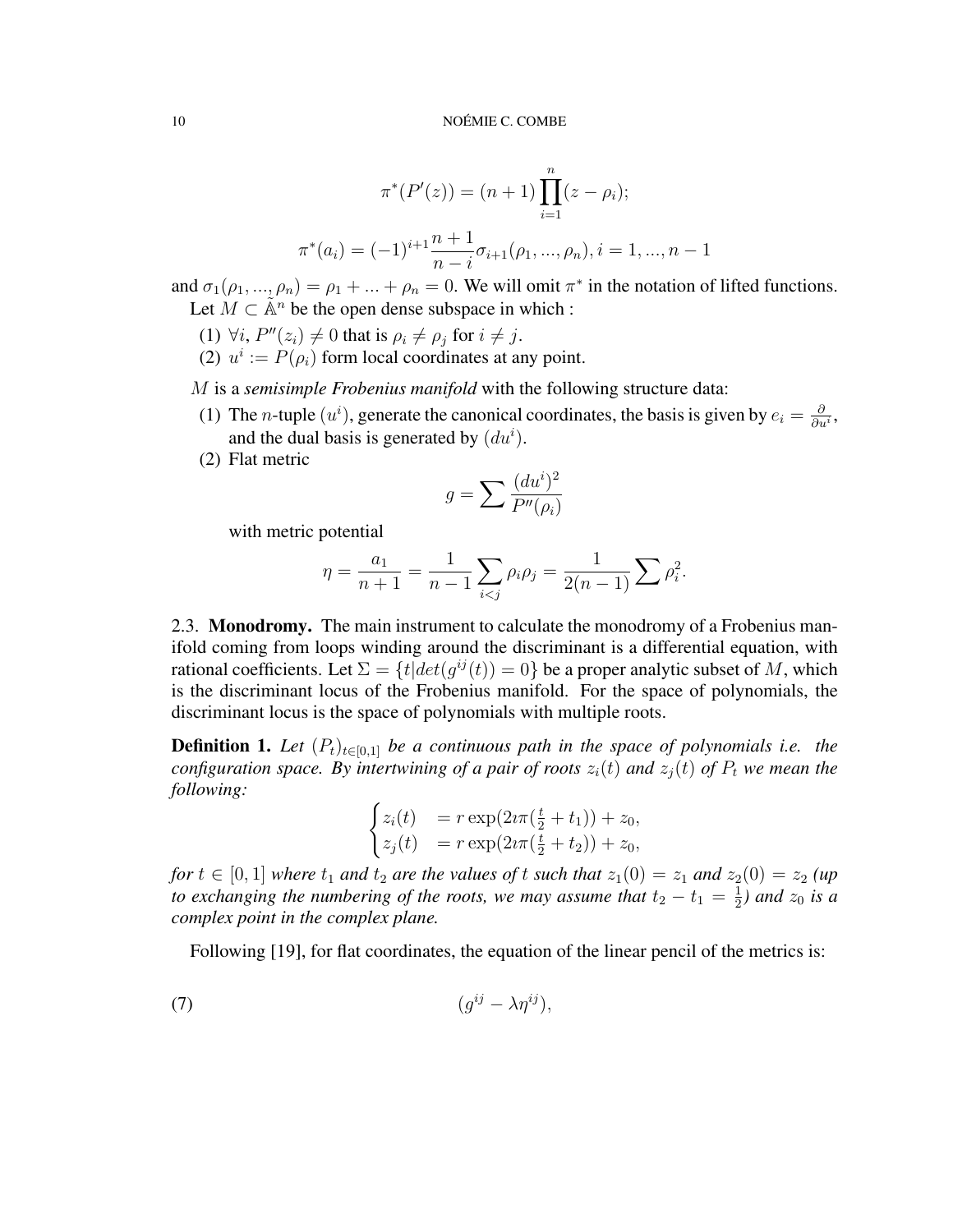$$\pi^*(P'(z)) = (n+1)\prod_{i=1}^{n}(z-\rho_i);$$

$$\pi^*(a_i) = (-1)^{i+1}\frac{n+1}{n-i}\sigma_{i+1}(\rho_1,...,\rho_n), i=1,...,n-1$$

and $\sigma_1(\rho_1,...,\rho_n) = \rho_1 + ... + \rho_n = 0$. We will omit $\pi^*$ in the notation of lifted functions.

Let $M \subset \tilde{\mathbb{A}}^n$ be the open dense subspace in which :

1. $\forall i$, $P''(z_i) \neq 0$ that is $\rho_i \neq \rho_j$ for $i \neq j$.
2. $u^i := P(\rho_i)$ form local coordinates at any point.

$M$ is a *semisimple Frobenius manifold* with the following structure data:

1. The $n$-tuple $(u^i)$, generate the canonical coordinates, the basis is given by $e_i = \frac{\partial}{\partial u^i}$, and the dual basis is generated by $(du^i)$.
2. Flat metric
$$g = \sum \frac{(du^i)^2}{P''(\rho_i)}$$
with metric potential
$$\eta = \frac{a_1}{n+1} = \frac{1}{n-1}\sum_{i<j}\rho_i\rho_j = \frac{1}{2(n-1)}\sum \rho_i^2.$$

2.3. **Monodromy.** The main instrument to calculate the monodromy of a Frobenius manifold coming from loops winding around the discriminant is a differential equation, with rational coefficients. Let $\Sigma = \{t | det(g^{ij}(t)) = 0\}$ be a proper analytic subset of $M$, which is the discriminant locus of the Frobenius manifold. For the space of polynomials, the discriminant locus is the space of polynomials with multiple roots.

**Definition 1.** *Let $(P_t)_{t\in[0,1]}$ be a continuous path in the space of polynomials i.e. the configuration space. By intertwining of a pair of roots $z_i(t)$ and $z_j(t)$ of $P_t$ we mean the following:*

$$\begin{cases} z_i(t) &= r\exp(2\imath\pi(\frac{t}{2}+t_1)) + z_0, \\ z_j(t) &= r\exp(2\imath\pi(\frac{t}{2}+t_2)) + z_0, \end{cases}$$

*for $t \in [0,1]$ where $t_1$ and $t_2$ are the values of $t$ such that $z_1(0) = z_1$ and $z_2(0) = z_2$ (up to exchanging the numbering of the roots, we may assume that $t_2 - t_1 = \frac{1}{2}$) and $z_0$ is a complex point in the complex plane.*

Following [19], for flat coordinates, the equation of the linear pencil of the metrics is:

$$(g^{ij} - \lambda\eta^{ij}), \tag{7}$$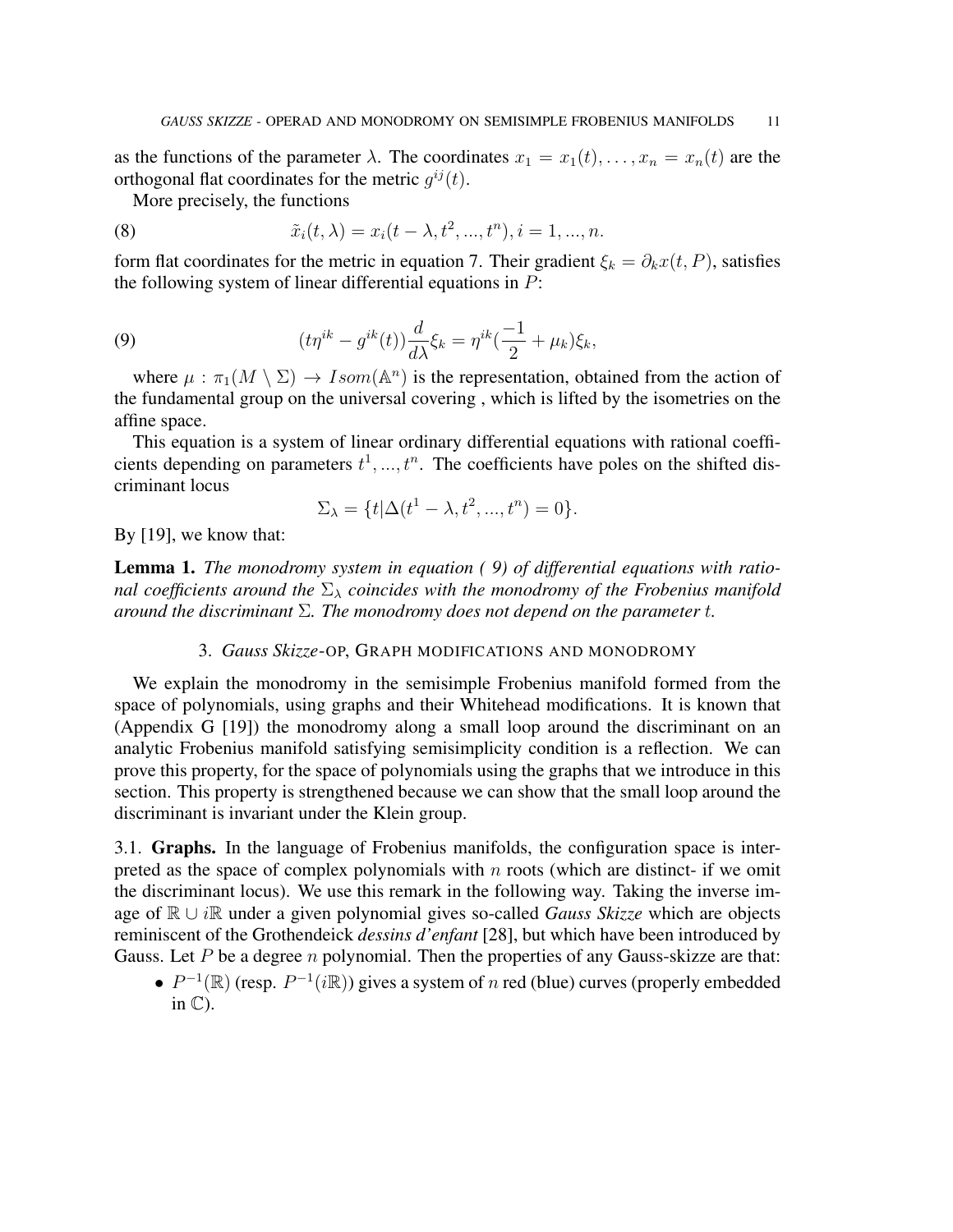as the functions of the parameter $\lambda$. The coordinates $x_1 = x_1(t), \dots, x_n = x_n(t)$ are the orthogonal flat coordinates for the metric $g^{ij}(t)$.

More precisely, the functions

$$\tilde{x}_i(t, \lambda) = x_i(t - \lambda, t^2, ..., t^n), i = 1, ..., n. \tag{8}$$

form flat coordinates for the metric in equation 7. Their gradient $\xi_k = \partial_k x(t, P)$, satisfies the following system of linear differential equations in $P$:

$$(t\eta^{ik} - g^{ik}(t))\frac{d}{d\lambda}\xi_k = \eta^{ik}(\frac{-1}{2} + \mu_k)\xi_k, \tag{9}$$

where $\mu : \pi_1(M \setminus \Sigma) \to Isom(\mathbb{A}^n)$ is the representation, obtained from the action of the fundamental group on the universal covering , which is lifted by the isometries on the affine space.

This equation is a system of linear ordinary differential equations with rational coefficients depending on parameters $t^1, ..., t^n$. The coefficients have poles on the shifted discriminant locus

$$\Sigma_\lambda = \{t | \Delta(t^1 - \lambda, t^2, ..., t^n) = 0\}.$$

By [19], we know that:

**Lemma 1.** *The monodromy system in equation ( 9) of differential equations with rational coefficients around the $\Sigma_\lambda$ coincides with the monodromy of the Frobenius manifold around the discriminant $\Sigma$. The monodromy does not depend on the parameter $t$.*

## 3. *Gauss Skizze*-OP, Graph modifications and monodromy

We explain the monodromy in the semisimple Frobenius manifold formed from the space of polynomials, using graphs and their Whitehead modifications. It is known that (Appendix G [19]) the monodromy along a small loop around the discriminant on an analytic Frobenius manifold satisfying semisimplicity condition is a reflection. We can prove this property, for the space of polynomials using the graphs that we introduce in this section. This property is strengthened because we can show that the small loop around the discriminant is invariant under the Klein group.

### 3.1. Graphs.

In the language of Frobenius manifolds, the configuration space is interpreted as the space of complex polynomials with $n$ roots (which are distinct- if we omit the discriminant locus). We use this remark in the following way. Taking the inverse image of $\mathbb{R} \cup i\mathbb{R}$ under a given polynomial gives so-called *Gauss Skizze* which are objects reminiscent of the Grothendeick *dessins d'enfant* [28], but which have been introduced by Gauss. Let $P$ be a degree $n$ polynomial. Then the properties of any Gauss-skizze are that:

- $P^{-1}(\mathbb{R})$ (resp. $P^{-1}(i\mathbb{R})$) gives a system of $n$ red (blue) curves (properly embedded in $\mathbb{C}$).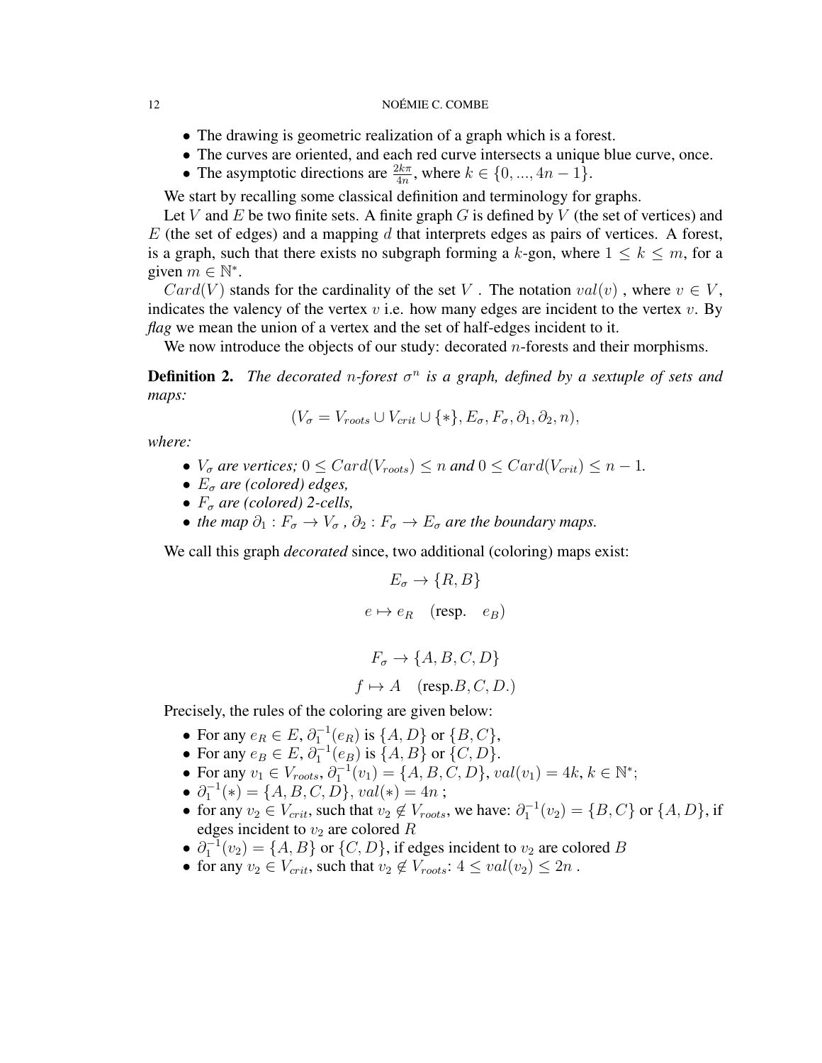- The drawing is geometric realization of a graph which is a forest.
- The curves are oriented, and each red curve intersects a unique blue curve, once.
- The asymptotic directions are $\frac{2k\pi}{4n}$, where $k \in \{0, ..., 4n-1\}$.

We start by recalling some classical definition and terminology for graphs.

Let $V$ and $E$ be two finite sets. A finite graph $G$ is defined by $V$ (the set of vertices) and $E$ (the set of edges) and a mapping $d$ that interprets edges as pairs of vertices. A forest, is a graph, such that there exists no subgraph forming a $k$-gon, where $1 \leq k \leq m$, for a given $m \in \mathbb{N}^*$.

$Card(V)$ stands for the cardinality of the set $V$ . The notation $val(v)$ , where $v \in V$, indicates the valency of the vertex $v$ i.e. how many edges are incident to the vertex $v$. By *flag* we mean the union of a vertex and the set of half-edges incident to it.

We now introduce the objects of our study: decorated $n$-forests and their morphisms.

**Definition 2.** *The decorated $n$-forest $\sigma^n$ is a graph, defined by a sextuple of sets and maps:*

$$(V_\sigma = V_{roots} \cup V_{crit} \cup \{*\}, E_\sigma, F_\sigma, \partial_1, \partial_2, n),$$

*where:*

- *$V_\sigma$ are vertices; $0 \leq Card(V_{roots}) \leq n$ and $0 \leq Card(V_{crit}) \leq n-1$.*
- *$E_\sigma$ are (colored) edges,*
- *$F_\sigma$ are (colored) 2-cells,*
- *the map $\partial_1 : F_\sigma \to V_\sigma$ , $\partial_2 : F_\sigma \to E_\sigma$ are the boundary maps.*

We call this graph *decorated* since, two additional (coloring) maps exist:

$$E_\sigma \to \{R, B\}$$

$$e \mapsto e_R \quad (\text{resp.} \quad e_B)$$

$$F_\sigma \to \{A, B, C, D\}$$

$$f \mapsto A \quad (\text{resp.} B, C, D.)$$

Precisely, the rules of the coloring are given below:

- For any $e_R \in E$, $\partial_1^{-1}(e_R)$ is $\{A, D\}$ or $\{B, C\}$,
- For any $e_B \in E$, $\partial_1^{-1}(e_B)$ is $\{A, B\}$ or $\{C, D\}$.
- For any $v_1 \in V_{roots}$, $\partial_1^{-1}(v_1) = \{A, B, C, D\}$, $val(v_1) = 4k$, $k \in \mathbb{N}^*$;
- $\partial_1^{-1}(*) = \{A, B, C, D\}$, $val(*) = 4n$ ;
- for any $v_2 \in V_{crit}$, such that $v_2 \notin V_{roots}$, we have: $\partial_1^{-1}(v_2) = \{B, C\}$ or $\{A, D\}$, if edges incident to $v_2$ are colored $R$
- $\partial_1^{-1}(v_2) = \{A, B\}$ or $\{C, D\}$, if edges incident to $v_2$ are colored $B$
- for any $v_2 \in V_{crit}$, such that $v_2 \notin V_{roots}$: $4 \leq val(v_2) \leq 2n$ .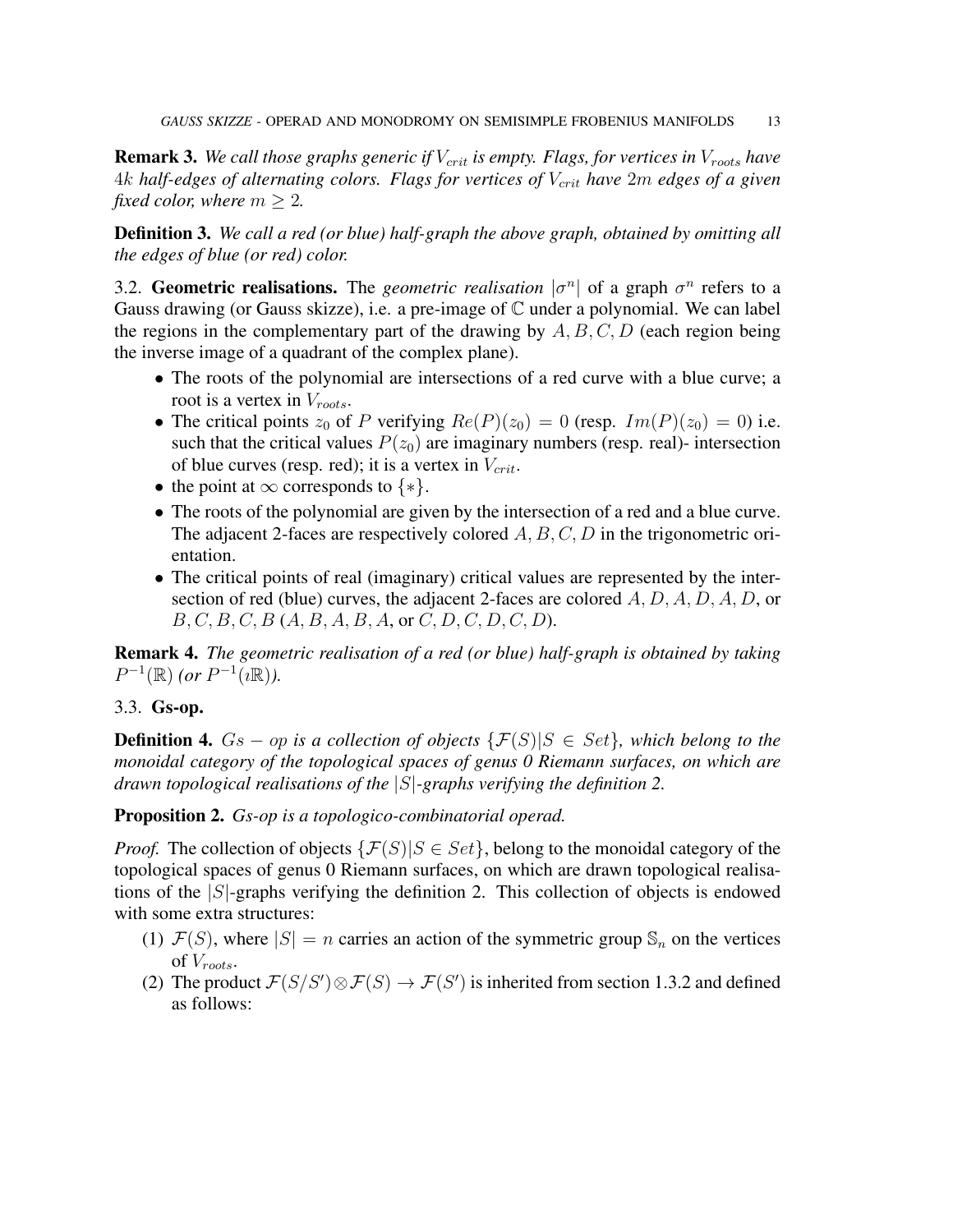**Remark 3.** *We call those graphs generic if $V_{crit}$ is empty. Flags, for vertices in $V_{roots}$ have $4k$ half-edges of alternating colors. Flags for vertices of $V_{crit}$ have $2m$ edges of a given fixed color, where $m \geq 2$.*

**Definition 3.** *We call a red (or blue) half-graph the above graph, obtained by omitting all the edges of blue (or red) color.*

### 3.2. Geometric realisations.

The *geometric realisation* $|\sigma^n|$ of a graph $\sigma^n$ refers to a Gauss drawing (or Gauss skizze), i.e. a pre-image of $\mathbb{C}$ under a polynomial. We can label the regions in the complementary part of the drawing by $A, B, C, D$ (each region being the inverse image of a quadrant of the complex plane).

- The roots of the polynomial are intersections of a red curve with a blue curve; a root is a vertex in $V_{roots}$.
- The critical points $z_0$ of $P$ verifying $Re(P)(z_0) = 0$ (resp. $Im(P)(z_0) = 0$) i.e. such that the critical values $P(z_0)$ are imaginary numbers (resp. real)- intersection of blue curves (resp. red); it is a vertex in $V_{crit}$.
- the point at $\infty$ corresponds to $\{*\}$.
- The roots of the polynomial are given by the intersection of a red and a blue curve. The adjacent 2-faces are respectively colored $A, B, C, D$ in the trigonometric orientation.
- The critical points of real (imaginary) critical values are represented by the intersection of red (blue) curves, the adjacent 2-faces are colored $A, D, A, D, A, D$, or $B, C, B, C, B$ ($A, B, A, B, A$, or $C, D, C, D, C, D$).

**Remark 4.** *The geometric realisation of a red (or blue) half-graph is obtained by taking $P^{-1}(\mathbb{R})$ (or $P^{-1}(\imath\mathbb{R})$).*

### 3.3. Gs-op.

**Definition 4.** *$Gs - op$ is a collection of objects $\{\mathcal{F}(S)|S \in Set\}$, which belong to the monoidal category of the topological spaces of genus 0 Riemann surfaces, on which are drawn topological realisations of the $|S|$-graphs verifying the definition 2.*

**Proposition 2.** *Gs-op is a topologico-combinatorial operad.*

*Proof.* The collection of objects $\{\mathcal{F}(S)|S \in Set\}$, belong to the monoidal category of the topological spaces of genus 0 Riemann surfaces, on which are drawn topological realisations of the $|S|$-graphs verifying the definition 2. This collection of objects is endowed with some extra structures:

1. $\mathcal{F}(S)$, where $|S| = n$ carries an action of the symmetric group $\mathbb{S}_n$ on the vertices of $V_{roots}$.
2. The product $\mathcal{F}(S/S') \otimes \mathcal{F}(S) \to \mathcal{F}(S')$ is inherited from section 1.3.2 and defined as follows: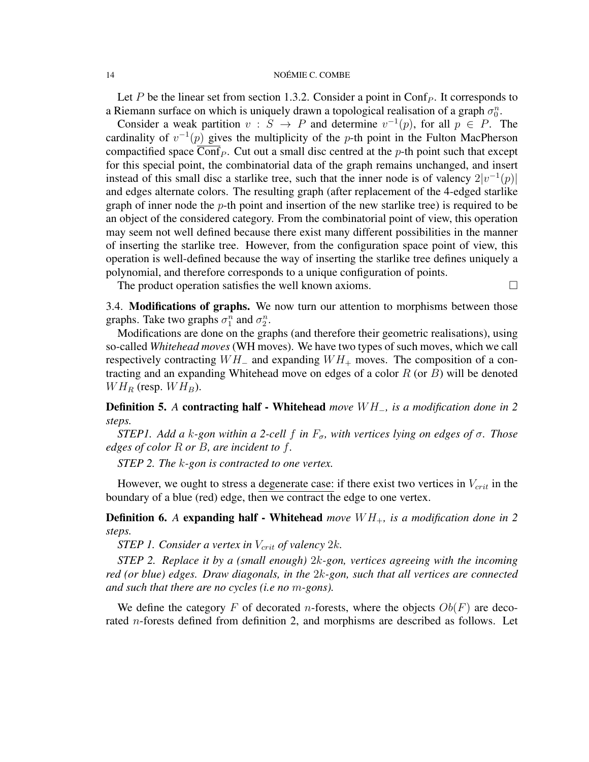Let $P$ be the linear set from section 1.3.2. Consider a point in $\mathrm{Conf}_P$. It corresponds to a Riemann surface on which is uniquely drawn a topological realisation of a graph $\sigma_0^n$.

Consider a weak partition $v : S \to P$ and determine $v^{-1}(p)$, for all $p \in P$. The cardinality of $v^{-1}(p)$ gives the multiplicity of the $p$-th point in the Fulton MacPherson compactified space $\overline{\mathrm{Conf}}_P$. Cut out a small disc centred at the $p$-th point such that except for this special point, the combinatorial data of the graph remains unchanged, and insert instead of this small disc a starlike tree, such that the inner node is of valency $2|v^{-1}(p)|$ and edges alternate colors. The resulting graph (after replacement of the 4-edged starlike graph of inner node the $p$-th point and insertion of the new starlike tree) is required to be an object of the considered category. From the combinatorial point of view, this operation may seem not well defined because there exist many different possibilities in the manner of inserting the starlike tree. However, from the configuration space point of view, this operation is well-defined because the way of inserting the starlike tree defines uniquely a polynomial, and therefore corresponds to a unique configuration of points.

The product operation satisfies the well known axioms. □

3.4. **Modifications of graphs.** We now turn our attention to morphisms between those graphs. Take two graphs $\sigma_1^n$ and $\sigma_2^n$.

Modifications are done on the graphs (and therefore their geometric realisations), using so-called *Whitehead moves* (WH moves). We have two types of such moves, which we call respectively contracting $WH_-$ and expanding $WH_+$ moves. The composition of a contracting and an expanding Whitehead move on edges of a color $R$ (or $B$) will be denoted $WH_R$ (resp. $WH_B$).

**Definition 5.** *A* **contracting half - Whitehead** *move $WH_-$, is a modification done in 2 steps.*

*STEP1. Add a $k$-gon within a 2-cell $f$ in $F_\sigma$, with vertices lying on edges of $\sigma$. Those edges of color $R$ or $B$, are incident to $f$.*

*STEP 2. The $k$-gon is contracted to one vertex.*

However, we ought to stress a degenerate case: if there exist two vertices in $V_{crit}$ in the boundary of a blue (red) edge, then we contract the edge to one vertex.

**Definition 6.** *A* **expanding half - Whitehead** *move $WH_+$, is a modification done in 2 steps.*

*STEP 1. Consider a vertex in $V_{crit}$ of valency $2k$.*

*STEP 2. Replace it by a (small enough) $2k$-gon, vertices agreeing with the incoming red (or blue) edges. Draw diagonals, in the $2k$-gon, such that all vertices are connected and such that there are no cycles (i.e no $m$-gons).*

We define the category $F$ of decorated $n$-forests, where the objects $Ob(F)$ are decorated $n$-forests defined from definition 2, and morphisms are described as follows. Let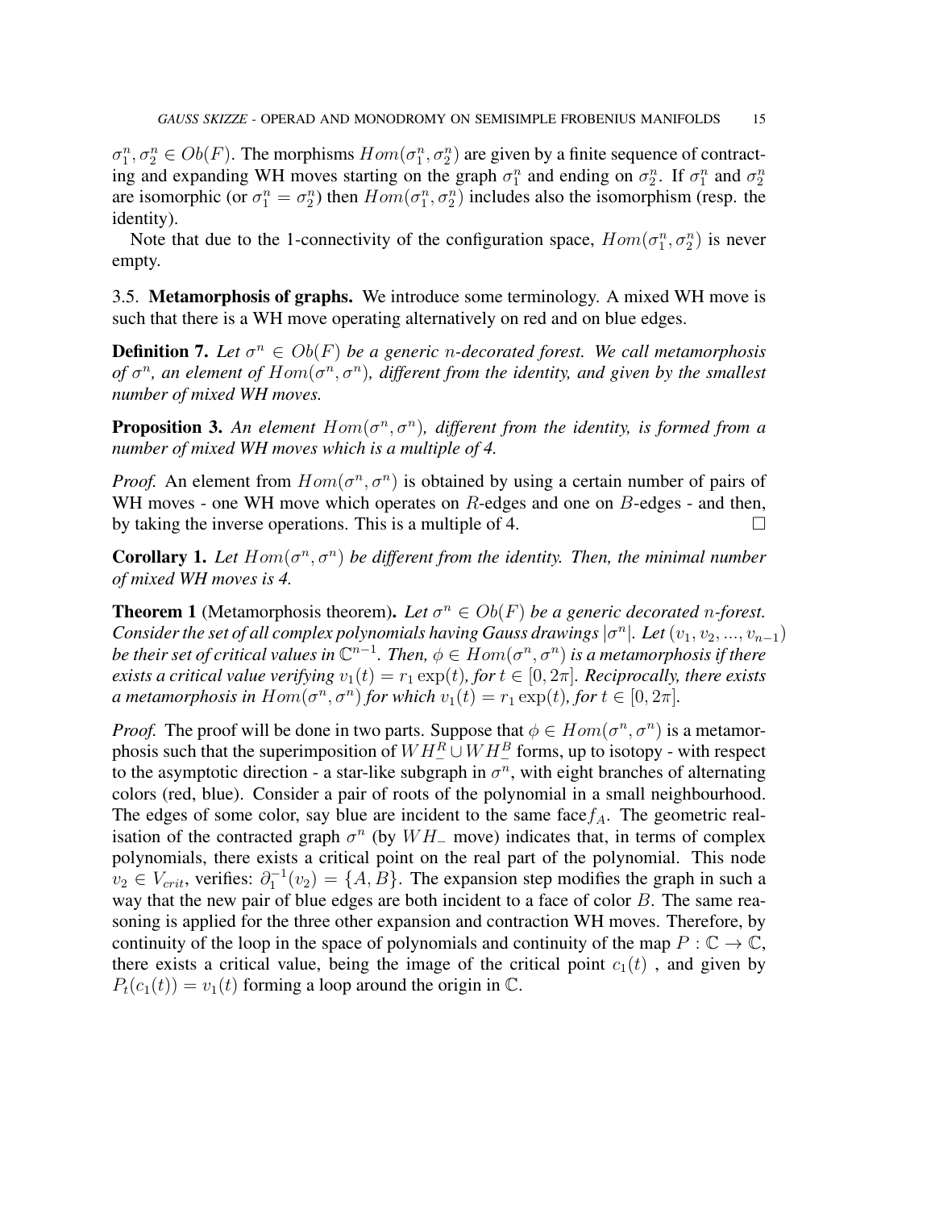$\sigma_1^n, \sigma_2^n \in Ob(F)$. The morphisms $Hom(\sigma_1^n, \sigma_2^n)$ are given by a finite sequence of contracting and expanding WH moves starting on the graph $\sigma_1^n$ and ending on $\sigma_2^n$. If $\sigma_1^n$ and $\sigma_2^n$ are isomorphic (or $\sigma_1^n = \sigma_2^n$) then $Hom(\sigma_1^n, \sigma_2^n)$ includes also the isomorphism (resp. the identity).

Note that due to the 1-connectivity of the configuration space, $Hom(\sigma_1^n, \sigma_2^n)$ is never empty.

### 3.5. Metamorphosis of graphs.

We introduce some terminology. A mixed WH move is such that there is a WH move operating alternatively on red and on blue edges.

**Definition 7.** *Let $\sigma^n \in Ob(F)$ be a generic $n$-decorated forest. We call metamorphosis of $\sigma^n$, an element of $Hom(\sigma^n, \sigma^n)$, different from the identity, and given by the smallest number of mixed WH moves.*

**Proposition 3.** *An element $Hom(\sigma^n, \sigma^n)$, different from the identity, is formed from a number of mixed WH moves which is a multiple of 4.*

*Proof.* An element from $Hom(\sigma^n, \sigma^n)$ is obtained by using a certain number of pairs of WH moves - one WH move which operates on $R$-edges and one on $B$-edges - and then, by taking the inverse operations. This is a multiple of 4. □

**Corollary 1.** *Let $Hom(\sigma^n, \sigma^n)$ be different from the identity. Then, the minimal number of mixed WH moves is 4.*

**Theorem 1** (Metamorphosis theorem)**.** *Let $\sigma^n \in Ob(F)$ be a generic decorated $n$-forest. Consider the set of all complex polynomials having Gauss drawings $|\sigma^n|$. Let $(v_1, v_2, ..., v_{n-1})$ be their set of critical values in $\mathbb{C}^{n-1}$. Then, $\phi \in Hom(\sigma^n, \sigma^n)$ is a metamorphosis if there exists a critical value verifying $v_1(t) = r_1 \exp(t)$, for $t \in [0, 2\pi]$. Reciprocally, there exists a metamorphosis in $Hom(\sigma^n, \sigma^n)$ for which $v_1(t) = r_1 \exp(t)$, for $t \in [0, 2\pi]$.*

*Proof.* The proof will be done in two parts. Suppose that $\phi \in Hom(\sigma^n, \sigma^n)$ is a metamorphosis such that the superimposition of $WH_-^R \cup WH_-^B$ forms, up to isotopy - with respect to the asymptotic direction - a star-like subgraph in $\sigma^n$, with eight branches of alternating colors (red, blue). Consider a pair of roots of the polynomial in a small neighbourhood. The edges of some color, say blue are incident to the same face $f_A$. The geometric realisation of the contracted graph $\sigma^n$ (by $WH_-$ move) indicates that, in terms of complex polynomials, there exists a critical point on the real part of the polynomial. This node $v_2 \in V_{crit}$, verifies: $\partial_1^{-1}(v_2) = \{A, B\}$. The expansion step modifies the graph in such a way that the new pair of blue edges are both incident to a face of color $B$. The same reasoning is applied for the three other expansion and contraction WH moves. Therefore, by continuity of the loop in the space of polynomials and continuity of the map $P : \mathbb{C} \to \mathbb{C}$, there exists a critical value, being the image of the critical point $c_1(t)$ , and given by $P_t(c_1(t)) = v_1(t)$ forming a loop around the origin in $\mathbb{C}$.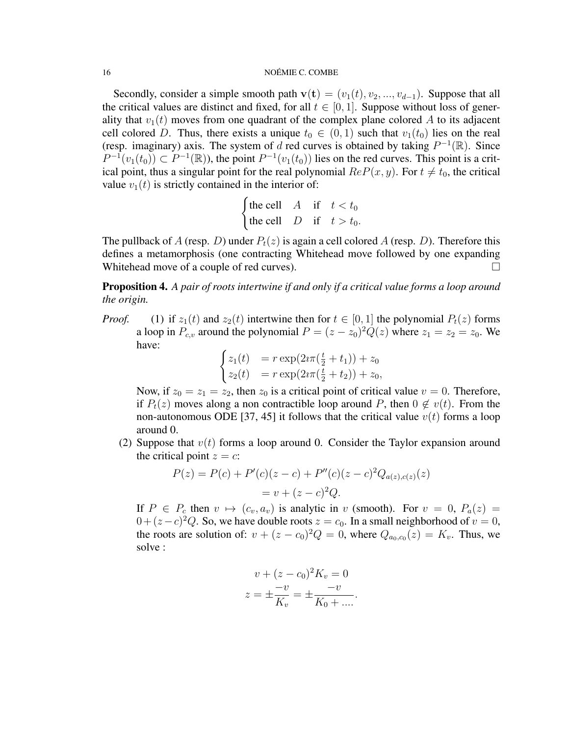Secondly, consider a simple smooth path $\mathbf{v(t)} = (v_1(t), v_2, ..., v_{d-1})$. Suppose that all the critical values are distinct and fixed, for all $t \in [0, 1]$. Suppose without loss of generality that $v_1(t)$ moves from one quadrant of the complex plane colored $A$ to its adjacent cell colored $D$. Thus, there exists a unique $t_0 \in (0, 1)$ such that $v_1(t_0)$ lies on the real (resp. imaginary) axis. The system of $d$ red curves is obtained by taking $P^{-1}(\mathbb{R})$. Since $P^{-1}(v_1(t_0)) \subset P^{-1}(\mathbb{R})$), the point $P^{-1}(v_1(t_0))$ lies on the red curves. This point is a critical point, thus a singular point for the real polynomial $ReP(x, y)$. For $t \neq t_0$, the critical value $v_1(t)$ is strictly contained in the interior of:

$$\begin{cases} \text{the cell} \quad A \quad \text{if} \quad t < t_0 \\ \text{the cell} \quad D \quad \text{if} \quad t > t_0. \end{cases}$$

The pullback of $A$ (resp. $D$) under $P_t(z)$ is again a cell colored $A$ (resp. $D$). Therefore this defines a metamorphosis (one contracting Whitehead move followed by one expanding Whitehead move of a couple of red curves). □

**Proposition 4.** *A pair of roots intertwine if and only if a critical value forms a loop around the origin.*

*Proof.*

(1) if $z_1(t)$ and $z_2(t)$ intertwine then for $t \in [0, 1]$ the polynomial $P_t(z)$ forms a loop in $P_{c,v}$ around the polynomial $P = (z - z_0)^2 Q(z)$ where $z_1 = z_2 = z_0$. We have:

$$\begin{cases} z_1(t) &= r \exp(2\imath\pi(\frac{t}{2} + t_1)) + z_0 \\ z_2(t) &= r \exp(2\imath\pi(\frac{t}{2} + t_2)) + z_0, \end{cases}$$

Now, if $z_0 = z_1 = z_2$, then $z_0$ is a critical point of critical value $v = 0$. Therefore, if $P_t(z)$ moves along a non contractible loop around $P$, then $0 \notin v(t)$. From the non-autonomous ODE [37, 45] it follows that the critical value $v(t)$ forms a loop around 0.

(2) Suppose that $v(t)$ forms a loop around 0. Consider the Taylor expansion around the critical point $z = c$:

$$\begin{aligned} P(z) = P(c) + P'(c)(z - c) + P''(c)(z - c)^2 Q_{a(z),c(z)}(z) \\ = v + (z - c)^2 Q. \end{aligned}$$

If $P \in P_c$ then $v \mapsto (c_v, a_v)$ is analytic in $v$ (smooth). For $v = 0$, $P_a(z) = 0 + (z - c)^2 Q$. So, we have double roots $z = c_0$. In a small neighborhood of $v = 0$, the roots are solution of: $v + (z - c_0)^2 Q = 0$, where $Q_{a_0,c_0}(z) = K_v$. Thus, we solve :

$$\begin{aligned} v + (z - c_0)^2 K_v = 0 \\ z = \pm \frac{-v}{K_v} = \pm \frac{-v}{K_0 + ....}. \end{aligned}$$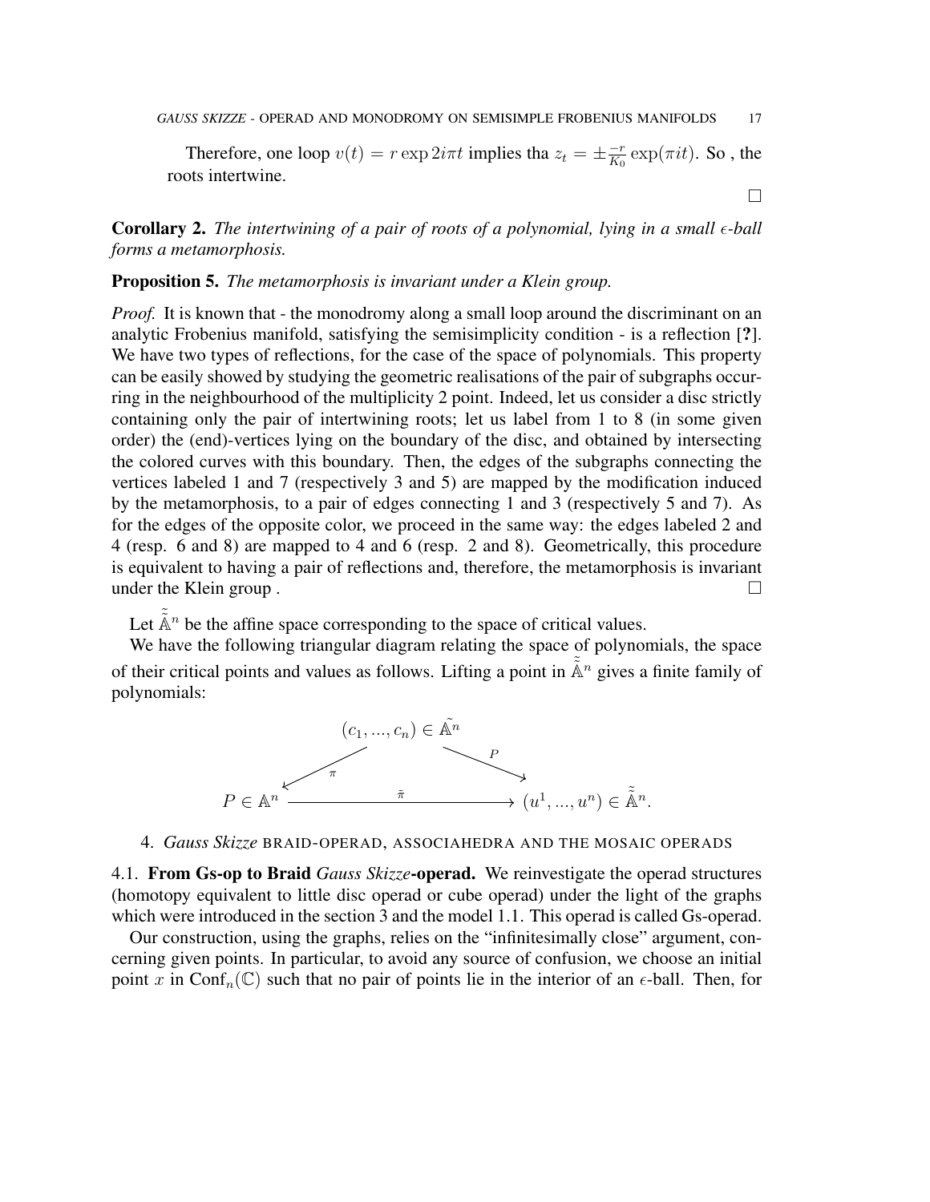Therefore, one loop $v(t) = r \exp 2i\pi t$ implies tha $z_t = \pm \frac{-r}{K_0} \exp(\pi i t)$. So , the roots intertwine.

$\square$

**Corollary 2.** *The intertwining of a pair of roots of a polynomial, lying in a small $\epsilon$-ball forms a metamorphosis.*

**Proposition 5.** *The metamorphosis is invariant under a Klein group.*

*Proof.* It is known that - the monodromy along a small loop around the discriminant on an analytic Frobenius manifold, satisfying the semisimplicity condition - is a reflection [**?**]. We have two types of reflections, for the case of the space of polynomials. This property can be easily showed by studying the geometric realisations of the pair of subgraphs occurring in the neighbourhood of the multiplicity 2 point. Indeed, let us consider a disc strictly containing only the pair of intertwining roots; let us label from 1 to 8 (in some given order) the (end)-vertices lying on the boundary of the disc, and obtained by intersecting the colored curves with this boundary. Then, the edges of the subgraphs connecting the vertices labeled 1 and 7 (respectively 3 and 5) are mapped by the modification induced by the metamorphosis, to a pair of edges connecting 1 and 3 (respectively 5 and 7). As for the edges of the opposite color, we proceed in the same way: the edges labeled 2 and 4 (resp. 6 and 8) are mapped to 4 and 6 (resp. 2 and 8). Geometrically, this procedure is equivalent to having a pair of reflections and, therefore, the metamorphosis is invariant under the Klein group . $\square$

Let $\tilde{\tilde{\mathbb{A}}}^n$ be the affine space corresponding to the space of critical values.

We have the following triangular diagram relating the space of polynomials, the space of their critical points and values as follows. Lifting a point in $\tilde{\tilde{\mathbb{A}}}^n$ gives a finite family of polynomials:

$$
\begin{array}{ccc}
 & (c_1, ..., c_n) \in \tilde{\mathbb{A}}^n & \\
\swarrow \pi & & \searrow P \\
P \in \mathbb{A}^n & \xrightarrow{\quad \tilde{\pi} \quad} & (u^1, ..., u^n) \in \tilde{\tilde{\mathbb{A}}}^n.
\end{array}
$$

## 4. *Gauss Skizze* BRAID-OPERAD, ASSOCIAHEDRA AND THE MOSAIC OPERADS

### 4.1. From Gs-op to Braid *Gauss Skizze*-operad.

We reinvestigate the operad structures (homotopy equivalent to little disc operad or cube operad) under the light of the graphs which were introduced in the section 3 and the model 1.1. This operad is called Gs-operad.

Our construction, using the graphs, relies on the "infinitesimally close" argument, concerning given points. In particular, to avoid any source of confusion, we choose an initial point $x$ in $\mathrm{Conf}_n(\mathbb{C})$ such that no pair of points lie in the interior of an $\epsilon$-ball. Then, for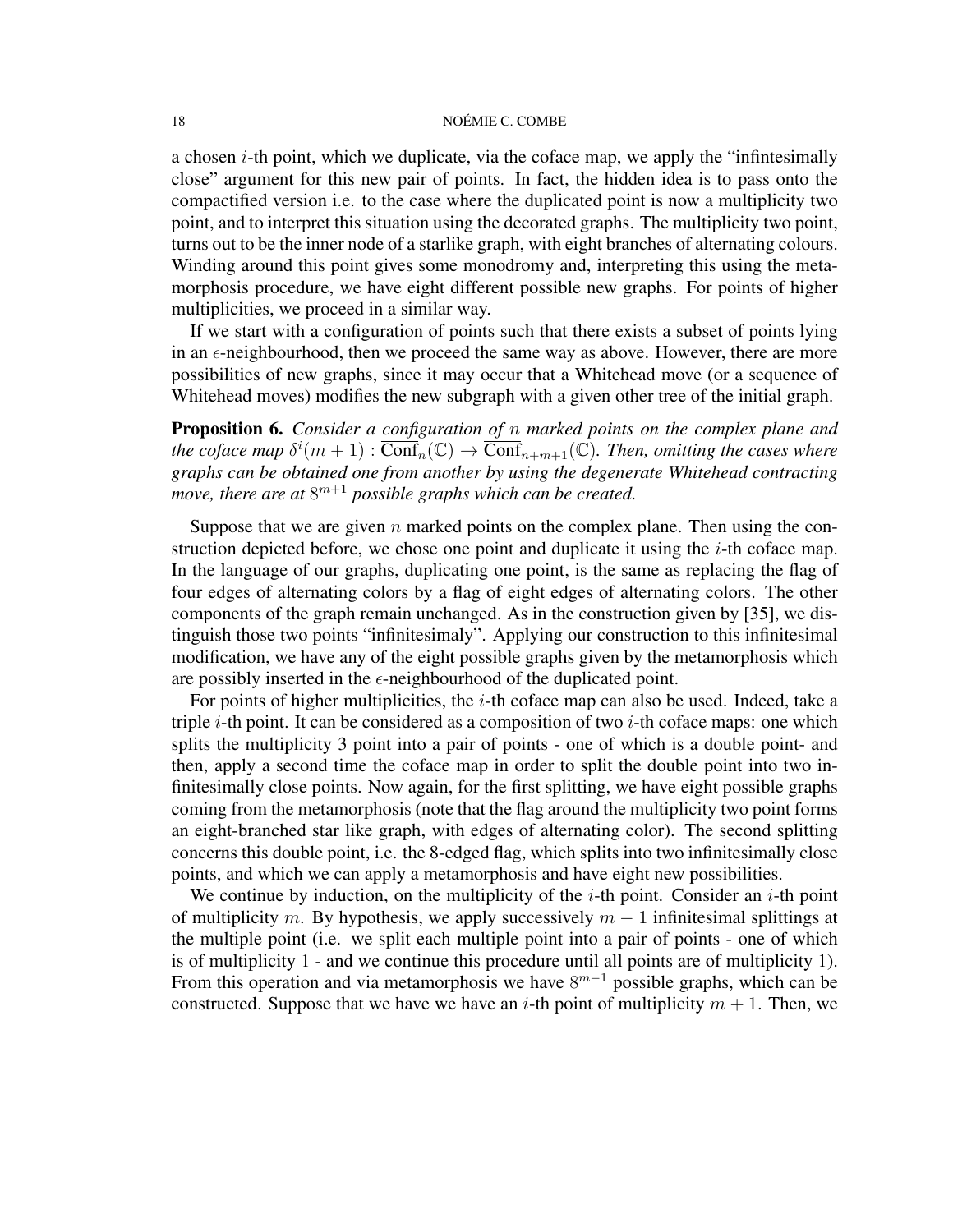a chosen $i$-th point, which we duplicate, via the coface map, we apply the "infintesimally close" argument for this new pair of points. In fact, the hidden idea is to pass onto the compactified version i.e. to the case where the duplicated point is now a multiplicity two point, and to interpret this situation using the decorated graphs. The multiplicity two point, turns out to be the inner node of a starlike graph, with eight branches of alternating colours. Winding around this point gives some monodromy and, interpreting this using the metamorphosis procedure, we have eight different possible new graphs. For points of higher multiplicities, we proceed in a similar way.

If we start with a configuration of points such that there exists a subset of points lying in an $\epsilon$-neighbourhood, then we proceed the same way as above. However, there are more possibilities of new graphs, since it may occur that a Whitehead move (or a sequence of Whitehead moves) modifies the new subgraph with a given other tree of the initial graph.

**Proposition 6.** *Consider a configuration of $n$ marked points on the complex plane and the coface map $\delta^i(m+1) : \overline{\text{Conf}}_n(\mathbb{C}) \to \overline{\text{Conf}}_{n+m+1}(\mathbb{C})$. Then, omitting the cases where graphs can be obtained one from another by using the degenerate Whitehead contracting move, there are at $8^{m+1}$ possible graphs which can be created.*

Suppose that we are given $n$ marked points on the complex plane. Then using the construction depicted before, we chose one point and duplicate it using the $i$-th coface map. In the language of our graphs, duplicating one point, is the same as replacing the flag of four edges of alternating colors by a flag of eight edges of alternating colors. The other components of the graph remain unchanged. As in the construction given by [35], we distinguish those two points "infinitesimaly". Applying our construction to this infinitesimal modification, we have any of the eight possible graphs given by the metamorphosis which are possibly inserted in the $\epsilon$-neighbourhood of the duplicated point.

For points of higher multiplicities, the $i$-th coface map can also be used. Indeed, take a triple $i$-th point. It can be considered as a composition of two $i$-th coface maps: one which splits the multiplicity 3 point into a pair of points - one of which is a double point- and then, apply a second time the coface map in order to split the double point into two infinitesimally close points. Now again, for the first splitting, we have eight possible graphs coming from the metamorphosis (note that the flag around the multiplicity two point forms an eight-branched star like graph, with edges of alternating color). The second splitting concerns this double point, i.e. the 8-edged flag, which splits into two infinitesimally close points, and which we can apply a metamorphosis and have eight new possibilities.

We continue by induction, on the multiplicity of the $i$-th point. Consider an $i$-th point of multiplicity $m$. By hypothesis, we apply successively $m-1$ infinitesimal splittings at the multiple point (i.e. we split each multiple point into a pair of points - one of which is of multiplicity 1 - and we continue this procedure until all points are of multiplicity 1). From this operation and via metamorphosis we have $8^{m-1}$ possible graphs, which can be constructed. Suppose that we have we have an $i$-th point of multiplicity $m+1$. Then, we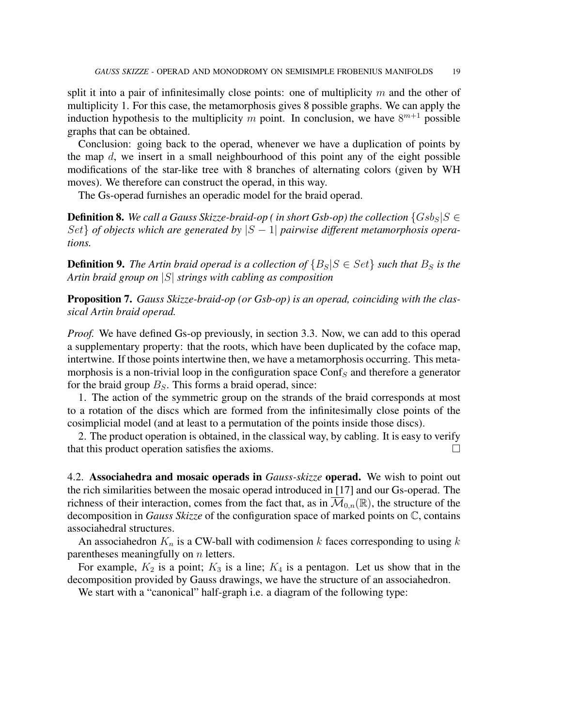split it into a pair of infinitesimally close points: one of multiplicity $m$ and the other of multiplicity 1. For this case, the metamorphosis gives 8 possible graphs. We can apply the induction hypothesis to the multiplicity $m$ point. In conclusion, we have $8^{m+1}$ possible graphs that can be obtained.

Conclusion: going back to the operad, whenever we have a duplication of points by the map $d$, we insert in a small neighbourhood of this point any of the eight possible modifications of the star-like tree with 8 branches of alternating colors (given by WH moves). We therefore can construct the operad, in this way.

The Gs-operad furnishes an operadic model for the braid operad.

**Definition 8.** *We call a Gauss Skizze-braid-op ( in short Gsb-op) the collection $\{Gsb_S | S \in Set\}$ of objects which are generated by $|S-1|$ pairwise different metamorphosis operations.*

**Definition 9.** *The Artin braid operad is a collection of $\{B_S | S \in Set\}$ such that $B_S$ is the Artin braid group on $|S|$ strings with cabling as composition*

**Proposition 7.** *Gauss Skizze-braid-op (or Gsb-op) is an operad, coinciding with the classical Artin braid operad.*

*Proof.* We have defined Gs-op previously, in section 3.3. Now, we can add to this operad a supplementary property: that the roots, which have been duplicated by the coface map, intertwine. If those points intertwine then, we have a metamorphosis occurring. This metamorphosis is a non-trivial loop in the configuration space $\mathrm{Conf}_S$ and therefore a generator for the braid group $B_S$. This forms a braid operad, since:

1. The action of the symmetric group on the strands of the braid corresponds at most to a rotation of the discs which are formed from the infinitesimally close points of the cosimplicial model (and at least to a permutation of the points inside those discs).

2. The product operation is obtained, in the classical way, by cabling. It is easy to verify that this product operation satisfies the axioms. $\square$

### 4.2. Associahedra and mosaic operads in *Gauss-skizze* operad.

We wish to point out the rich similarities between the mosaic operad introduced in [17] and our Gs-operad. The richness of their interaction, comes from the fact that, as in $\overline{\mathcal{M}}_{0,n}(\mathbb{R})$, the structure of the decomposition in *Gauss Skizze* of the configuration space of marked points on $\mathbb{C}$, contains associahedral structures.

An associahedron $K_n$ is a CW-ball with codimension $k$ faces corresponding to using $k$ parentheses meaningfully on $n$ letters.

For example, $K_2$ is a point; $K_3$ is a line; $K_4$ is a pentagon. Let us show that in the decomposition provided by Gauss drawings, we have the structure of an associahedron.

We start with a "canonical" half-graph i.e. a diagram of the following type: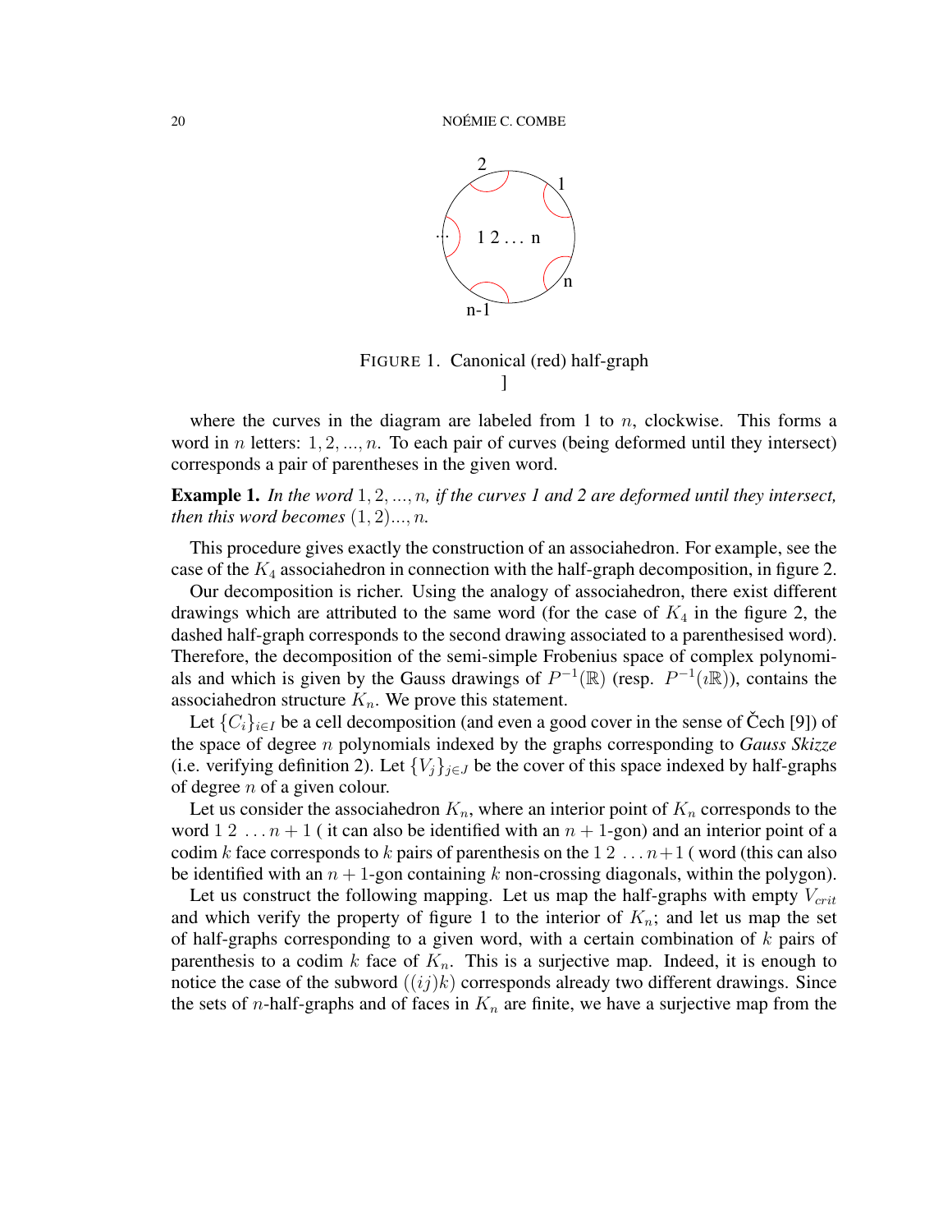FIGURE 1. Canonical (red) half-graph
]

where the curves in the diagram are labeled from 1 to $n$, clockwise. This forms a word in $n$ letters: $1, 2, ..., n$. To each pair of curves (being deformed until they intersect) corresponds a pair of parentheses in the given word.

**Example 1.** *In the word* $1, 2, ..., n$*, if the curves 1 and 2 are deformed until they intersect, then this word becomes* $(1, 2)..., n$*.*

This procedure gives exactly the construction of an associahedron. For example, see the case of the $K_4$ associahedron in connection with the half-graph decomposition, in figure 2.

Our decomposition is richer. Using the analogy of associahedron, there exist different drawings which are attributed to the same word (for the case of $K_4$ in the figure 2, the dashed half-graph corresponds to the second drawing associated to a parenthesised word). Therefore, the decomposition of the semi-simple Frobenius space of complex polynomials and which is given by the Gauss drawings of $P^{-1}(\mathbb{R})$ (resp. $P^{-1}(\imath\mathbb{R})$), contains the associahedron structure $K_n$. We prove this statement.

Let $\{C_i\}_{i\in I}$ be a cell decomposition (and even a good cover in the sense of Čech [9]) of the space of degree $n$ polynomials indexed by the graphs corresponding to *Gauss Skizze* (i.e. verifying definition 2). Let $\{V_j\}_{j\in J}$ be the cover of this space indexed by half-graphs of degree $n$ of a given colour.

Let us consider the associahedron $K_n$, where an interior point of $K_n$ corresponds to the word $1\ 2\ \ldots n+1$ ( it can also be identified with an $n+1$-gon) and an interior point of a codim $k$ face corresponds to $k$ pairs of parenthesis on the $1\ 2\ \ldots n+1$ ( word (this can also be identified with an $n+1$-gon containing $k$ non-crossing diagonals, within the polygon).

Let us construct the following mapping. Let us map the half-graphs with empty $V_{crit}$ and which verify the property of figure 1 to the interior of $K_n$; and let us map the set of half-graphs corresponding to a given word, with a certain combination of $k$ pairs of parenthesis to a codim $k$ face of $K_n$. This is a surjective map. Indeed, it is enough to notice the case of the subword $((ij)k)$ corresponds already two different drawings. Since the sets of $n$-half-graphs and of faces in $K_n$ are finite, we have a surjective map from the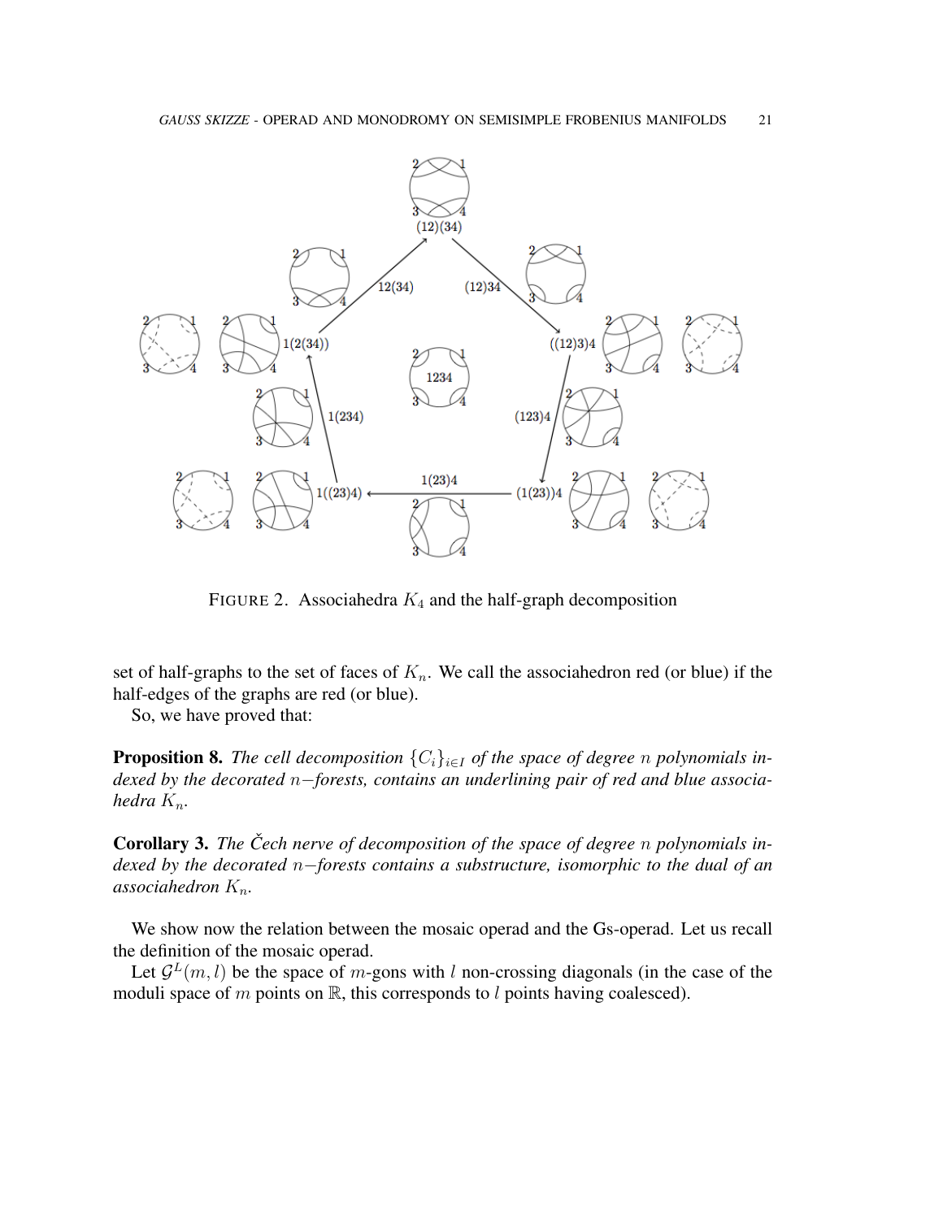FIGURE 2. Associahedra $K_4$ and the half-graph decomposition

set of half-graphs to the set of faces of $K_n$. We call the associahedron red (or blue) if the half-edges of the graphs are red (or blue).

So, we have proved that:

**Proposition 8.** *The cell decomposition $\{C_i\}_{i\in I}$ of the space of degree $n$ polynomials indexed by the decorated $n-$forests, contains an underlining pair of red and blue associahedra $K_n$.*

**Corollary 3.** *The Čech nerve of decomposition of the space of degree $n$ polynomials indexed by the decorated $n-$forests contains a substructure, isomorphic to the dual of an associahedron $K_n$.*

We show now the relation between the mosaic operad and the Gs-operad. Let us recall the definition of the mosaic operad.

Let $\mathcal{G}^L(m,l)$ be the space of $m$-gons with $l$ non-crossing diagonals (in the case of the moduli space of $m$ points on $\mathbb{R}$, this corresponds to $l$ points having coalesced).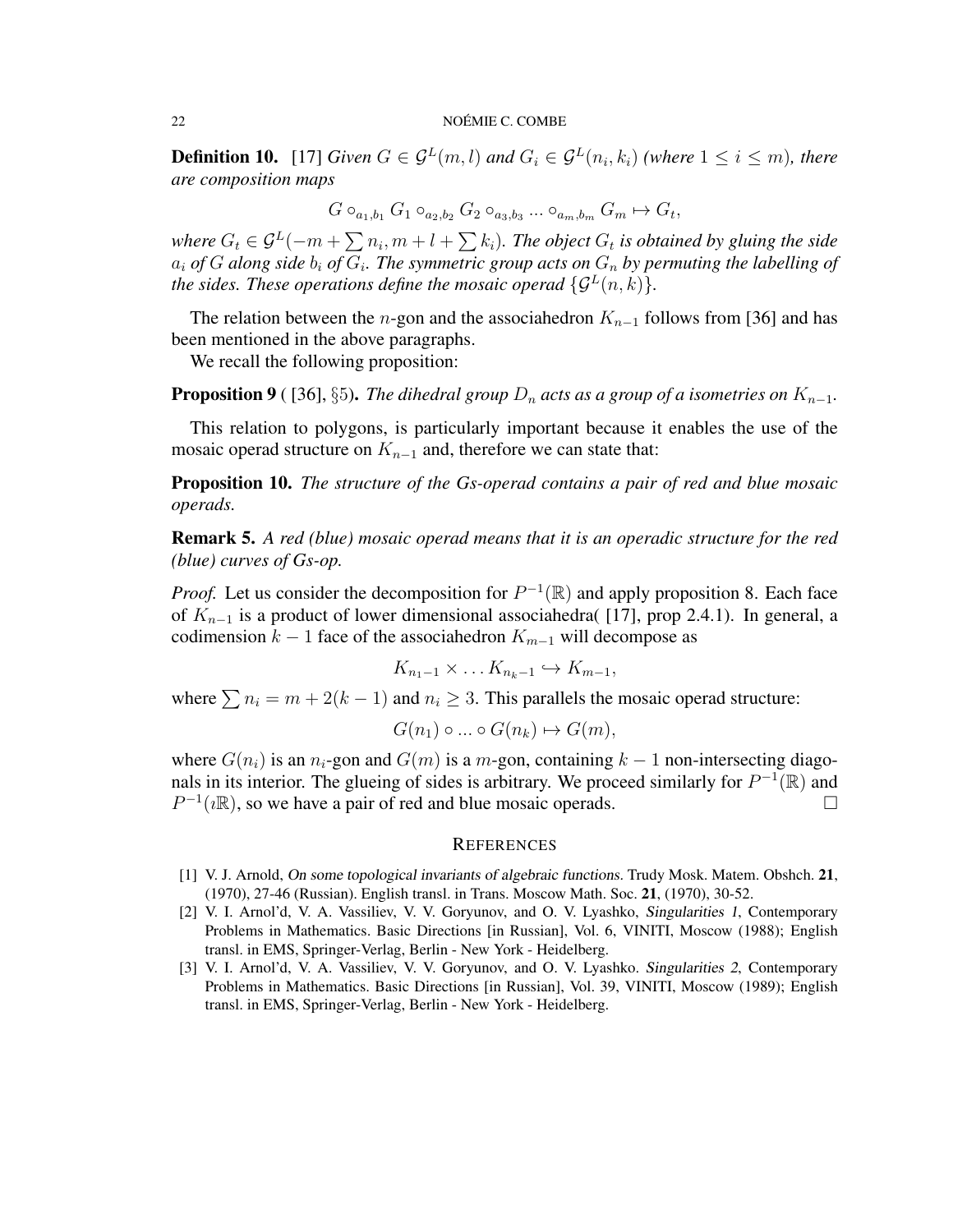**Definition 10.** [17] *Given $G \in \mathcal{G}^L(m,l)$ and $G_i \in \mathcal{G}^L(n_i,k_i)$ (where $1 \leq i \leq m$), there are composition maps*

$$G \circ_{a_1,b_1} G_1 \circ_{a_2,b_2} G_2 \circ_{a_3,b_3} ... \circ_{a_m,b_m} G_m \mapsto G_t,$$

*where $G_t \in \mathcal{G}^L(-m + \sum n_i, m + l + \sum k_i)$. The object $G_t$ is obtained by gluing the side $a_i$ of $G$ along side $b_i$ of $G_i$. The symmetric group acts on $G_n$ by permuting the labelling of the sides. These operations define the mosaic operad $\{\mathcal{G}^L(n,k)\}$.*

The relation between the $n$-gon and the associahedron $K_{n-1}$ follows from [36] and has been mentioned in the above paragraphs.

We recall the following proposition:

**Proposition 9** ( [36], §5). *The dihedral group $D_n$ acts as a group of a isometries on $K_{n-1}$.*

This relation to polygons, is particularly important because it enables the use of the mosaic operad structure on $K_{n-1}$ and, therefore we can state that:

**Proposition 10.** *The structure of the Gs-operad contains a pair of red and blue mosaic operads.*

**Remark 5.** *A red (blue) mosaic operad means that it is an operadic structure for the red (blue) curves of Gs-op.*

*Proof.* Let us consider the decomposition for $P^{-1}(\mathbb{R})$ and apply proposition 8. Each face of $K_{n-1}$ is a product of lower dimensional associahedra( [17], prop 2.4.1). In general, a codimension $k-1$ face of the associahedron $K_{m-1}$ will decompose as

$$K_{n_1-1} \times \dots K_{n_k-1} \hookrightarrow K_{m-1},$$

where $\sum n_i = m + 2(k-1)$ and $n_i \geq 3$. This parallels the mosaic operad structure:

$$G(n_1) \circ ... \circ G(n_k) \mapsto G(m),$$

where $G(n_i)$ is an $n_i$-gon and $G(m)$ is a $m$-gon, containing $k-1$ non-intersecting diagonals in its interior. The glueing of sides is arbitrary. We proceed similarly for $P^{-1}(\mathbb{R})$ and $P^{-1}(\imath\mathbb{R})$, so we have a pair of red and blue mosaic operads. □

## References

[1] V. J. Arnold, *On some topological invariants of algebraic functions*. Trudy Mosk. Matem. Obshch. **21**, (1970), 27-46 (Russian). English transl. in Trans. Moscow Math. Soc. **21**, (1970), 30-52.

[2] V. I. Arnol'd, V. A. Vassiliev, V. V. Goryunov, and O. V. Lyashko, *Singularities 1*, Contemporary Problems in Mathematics. Basic Directions [in Russian], Vol. 6, VINITI, Moscow (1988); English transl. in EMS, Springer-Verlag, Berlin - New York - Heidelberg.

[3] V. I. Arnol'd, V. A. Vassiliev, V. V. Goryunov, and O. V. Lyashko. *Singularities 2*, Contemporary Problems in Mathematics. Basic Directions [in Russian], Vol. 39, VINITI, Moscow (1989); English transl. in EMS, Springer-Verlag, Berlin - New York - Heidelberg.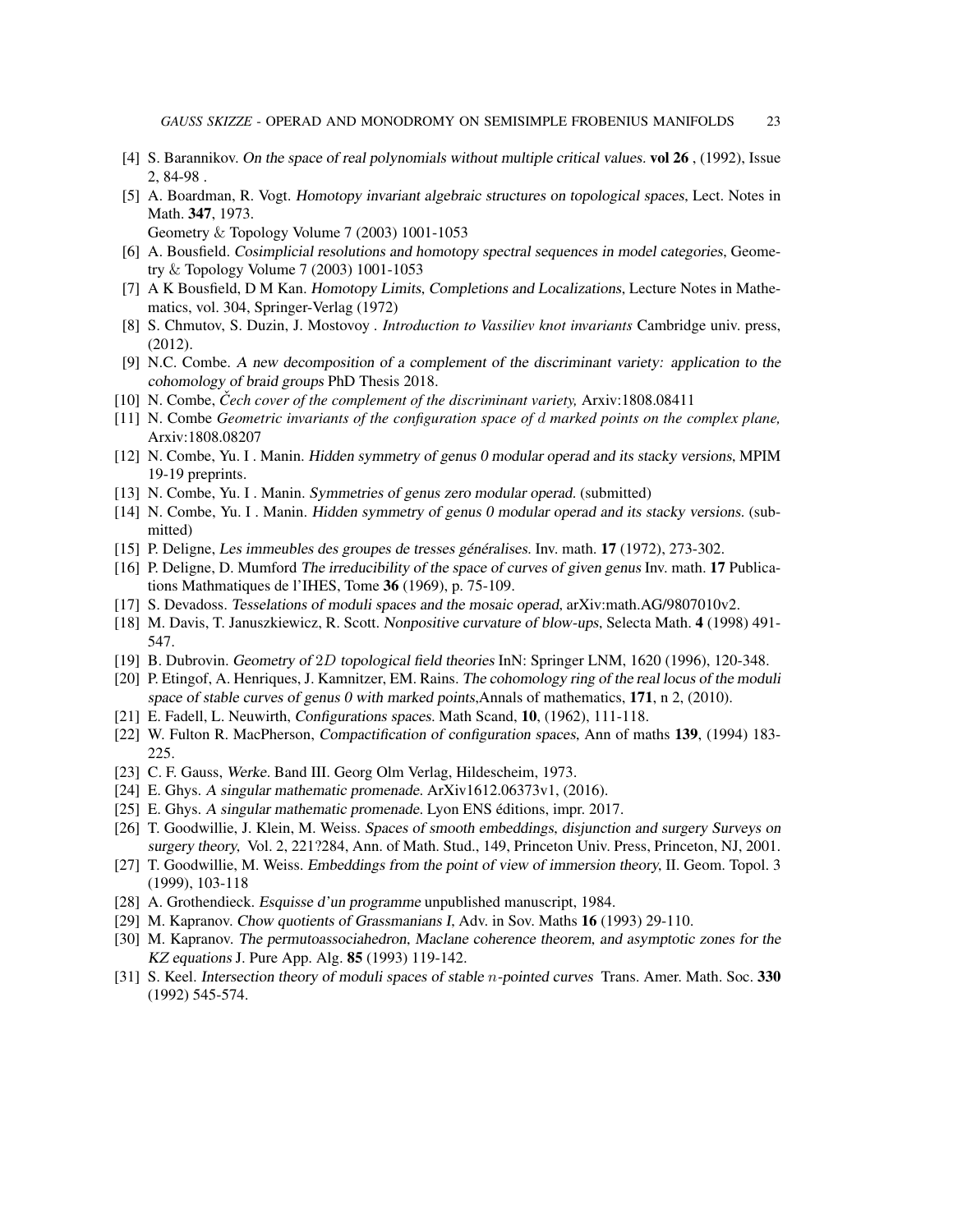[4] S. Barannikov. *On the space of real polynomials without multiple critical values.* **vol 26** , (1992), Issue 2, 84-98 .

[5] A. Boardman, R. Vogt. *Homotopy invariant algebraic structures on topological spaces*, Lect. Notes in Math. **347**, 1973.
Geometry & Topology Volume 7 (2003) 1001-1053

[6] A. Bousfield. *Cosimplicial resolutions and homotopy spectral sequences in model categories,* Geometry & Topology Volume 7 (2003) 1001-1053

[7] A K Bousfield, D M Kan. *Homotopy Limits, Completions and Localizations*, Lecture Notes in Mathematics, vol. 304, Springer-Verlag (1972)

[8] S. Chmutov, S. Duzin, J. Mostovoy . *Introduction to Vassiliev knot invariants* Cambridge univ. press, (2012).

[9] N.C. Combe. *A new decomposition of a complement of the discriminant variety: application to the cohomology of braid groups* PhD Thesis 2018.

[10] N. Combe, *Čech cover of the complement of the discriminant variety,* Arxiv:1808.08411

[11] N. Combe *Geometric invariants of the configuration space of $d$ marked points on the complex plane,* Arxiv:1808.08207

[12] N. Combe, Yu. I . Manin. *Hidden symmetry of genus 0 modular operad and its stacky versions*, MPIM 19-19 preprints.

[13] N. Combe, Yu. I . Manin. *Symmetries of genus zero modular operad.* (submitted)

[14] N. Combe, Yu. I . Manin. *Hidden symmetry of genus 0 modular operad and its stacky versions.* (submitted)

[15] P. Deligne, *Les immeubles des groupes de tresses généralisés.* Inv. math. **17** (1972), 273-302.

[16] P. Deligne, D. Mumford *The irreducibility of the space of curves of given genus* Inv. math. **17** Publications Mathmatiques de l'IHES, Tome **36** (1969), p. 75-109.

[17] S. Devadoss. *Tesselations of moduli spaces and the mosaic operad,* arXiv:math.AG/9807010v2.

[18] M. Davis, T. Januszkiewicz, R. Scott. *Nonpositive curvature of blow-ups,* Selecta Math. **4** (1998) 491-547.

[19] B. Dubrovin. *Geometry of $2D$ topological field theories* InN: Springer LNM, 1620 (1996), 120-348.

[20] P. Etingof, A. Henriques, J. Kamnitzer, EM. Rains. *The cohomology ring of the real locus of the moduli space of stable curves of genus 0 with marked points,*Annals of mathematics, **171**, n 2, (2010).

[21] E. Fadell, L. Neuwirth, *Configurations spaces.* Math Scand, **10**, (1962), 111-118.

[22] W. Fulton R. MacPherson, *Compactification of configuration spaces,* Ann of maths **139**, (1994) 183-225.

[23] C. F. Gauss, *Werke.* Band III. Georg Olm Verlag, Hildescheim, 1973.

[24] E. Ghys. *A singular mathematic promenade.* ArXiv1612.06373v1, (2016).

[25] E. Ghys. *A singular mathematic promenade.* Lyon ENS éditions, impr. 2017.

[26] T. Goodwillie, J. Klein, M. Weiss. *Spaces of smooth embeddings, disjunction and surgery Surveys on surgery theory,* Vol. 2, 221?284, Ann. of Math. Stud., 149, Princeton Univ. Press, Princeton, NJ, 2001.

[27] T. Goodwillie, M. Weiss. *Embeddings from the point of view of immersion theory,* II. Geom. Topol. 3 (1999), 103-118

[28] A. Grothendieck. *Esquisse d'un programme* unpublished manuscript, 1984.

[29] M. Kapranov. *Chow quotients of Grassmanians I,* Adv. in Sov. Maths **16** (1993) 29-110.

[30] M. Kapranov. *The permutoassociahedron, Maclane coherence theorem, and asymptotic zones for the KZ equations* J. Pure App. Alg. **85** (1993) 119-142.

[31] S. Keel. *Intersection theory of moduli spaces of stable $n$-pointed curves* Trans. Amer. Math. Soc. **330** (1992) 545-574.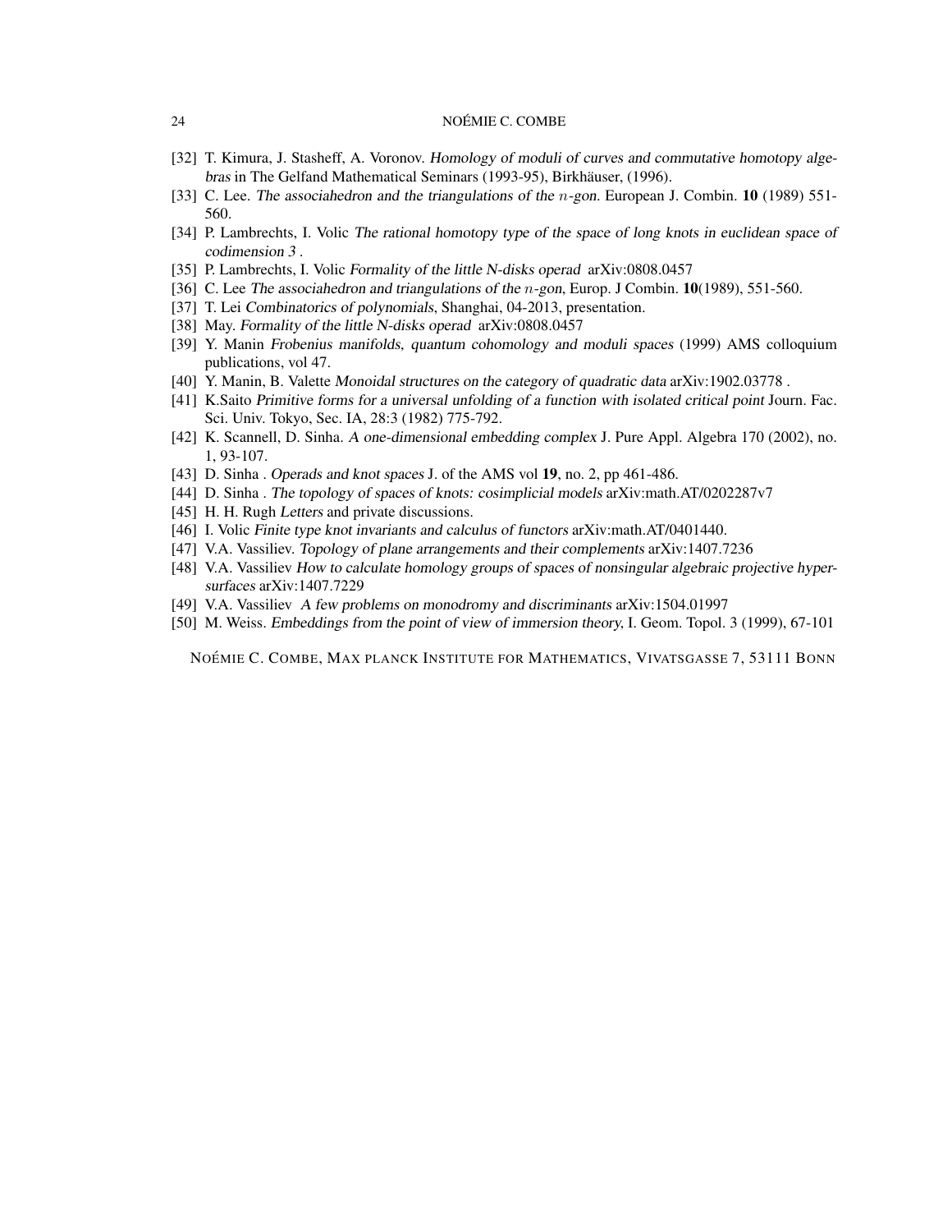- [32] T. Kimura, J. Stasheff, A. Voronov. *Homology of moduli of curves and commutative homotopy algebras* in The Gelfand Mathematical Seminars (1993-95), Birkhäuser, (1996).
- [33] C. Lee. *The associahedron and the triangulations of the $n$-gon.* European J. Combin. **10** (1989) 551-560.
- [34] P. Lambrechts, I. Volic *The rational homotopy type of the space of long knots in euclidean space of codimension 3 .*
- [35] P. Lambrechts, I. Volic *Formality of the little N-disks operad* arXiv:0808.0457
- [36] C. Lee *The associahedron and triangulations of the $n$-gon*, Europ. J Combin. **10**(1989), 551-560.
- [37] T. Lei *Combinatorics of polynomials*, Shanghai, 04-2013, presentation.
- [38] May. *Formality of the little N-disks operad* arXiv:0808.0457
- [39] Y. Manin *Frobenius manifolds, quantum cohomology and moduli spaces* (1999) AMS colloquium publications, vol 47.
- [40] Y. Manin, B. Valette *Monoidal structures on the category of quadratic data* arXiv:1902.03778 .
- [41] K.Saito *Primitive forms for a universal unfolding of a function with isolated critical point* Journ. Fac. Sci. Univ. Tokyo, Sec. IA, 28:3 (1982) 775-792.
- [42] K. Scannell, D. Sinha. *A one-dimensional embedding complex* J. Pure Appl. Algebra 170 (2002), no. 1, 93-107.
- [43] D. Sinha . *Operads and knot spaces* J. of the AMS vol **19**, no. 2, pp 461-486.
- [44] D. Sinha . *The topology of spaces of knots: cosimplicial models* arXiv:math.AT/0202287v7
- [45] H. H. Rugh *Letters* and private discussions.
- [46] I. Volic *Finite type knot invariants and calculus of functors* arXiv:math.AT/0401440.
- [47] V.A. Vassiliev. *Topology of plane arrangements and their complements* arXiv:1407.7236
- [48] V.A. Vassiliev *How to calculate homology groups of spaces of nonsingular algebraic projective hypersurfaces* arXiv:1407.7229
- [49] V.A. Vassiliev *A few problems on monodromy and discriminants* arXiv:1504.01997
- [50] M. Weiss. *Embeddings from the point of view of immersion theory,* I. Geom. Topol. 3 (1999), 67-101

NOÉMIE C. COMBE, MAX PLANCK INSTITUTE FOR MATHEMATICS, VIVATSGASSE 7, 53111 BONN